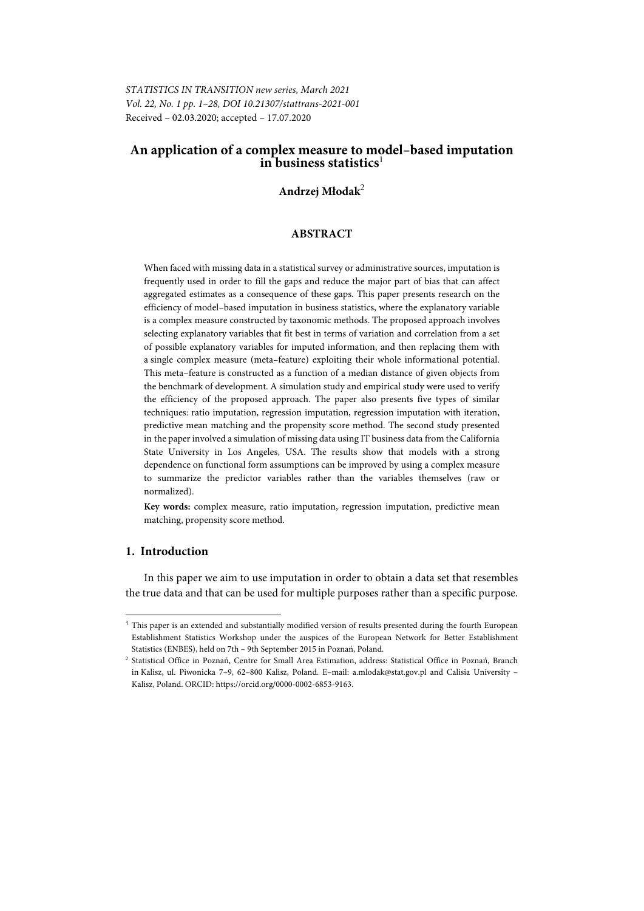*STATISTICS IN TRANSITION new series, March 2021*
*Vol. 22, No. 1 pp. 1–28, DOI 10.21307/stattrans-2021-001*
Received – 02.03.2020; accepted – 17.07.2020

# An application of a complex measure to model–based imputation in business statistics[1]

**Andrzej Młodak**[2]

## ABSTRACT

When faced with missing data in a statistical survey or administrative sources, imputation is frequently used in order to fill the gaps and reduce the major part of bias that can affect aggregated estimates as a consequence of these gaps. This paper presents research on the efficiency of model–based imputation in business statistics, where the explanatory variable is a complex measure constructed by taxonomic methods. The proposed approach involves selecting explanatory variables that fit best in terms of variation and correlation from a set of possible explanatory variables for imputed information, and then replacing them with a single complex measure (meta–feature) exploiting their whole informational potential. This meta–feature is constructed as a function of a median distance of given objects from the benchmark of development. A simulation study and empirical study were used to verify the efficiency of the proposed approach. The paper also presents five types of similar techniques: ratio imputation, regression imputation, regression imputation with iteration, predictive mean matching and the propensity score method. The second study presented in the paper involved a simulation of missing data using IT business data from the California State University in Los Angeles, USA. The results show that models with a strong dependence on functional form assumptions can be improved by using a complex measure to summarize the predictor variables rather than the variables themselves (raw or normalized).

**Key words:** complex measure, ratio imputation, regression imputation, predictive mean matching, propensity score method.

## 1. Introduction

In this paper we aim to use imputation in order to obtain a data set that resembles the true data and that can be used for multiple purposes rather than a specific purpose.

---

[1] This paper is an extended and substantially modified version of results presented during the fourth European Establishment Statistics Workshop under the auspices of the European Network for Better Establishment Statistics (ENBES), held on 7th – 9th September 2015 in Poznań, Poland.

[2] Statistical Office in Poznań, Centre for Small Area Estimation, address: Statistical Office in Poznań, Branch in Kalisz, ul. Piwonicka 7–9, 62–800 Kalisz, Poland. E–mail: a.mlodak@stat.gov.pl and Calisia University – Kalisz, Poland. ORCID: https://orcid.org/0000-0002-6853-9163.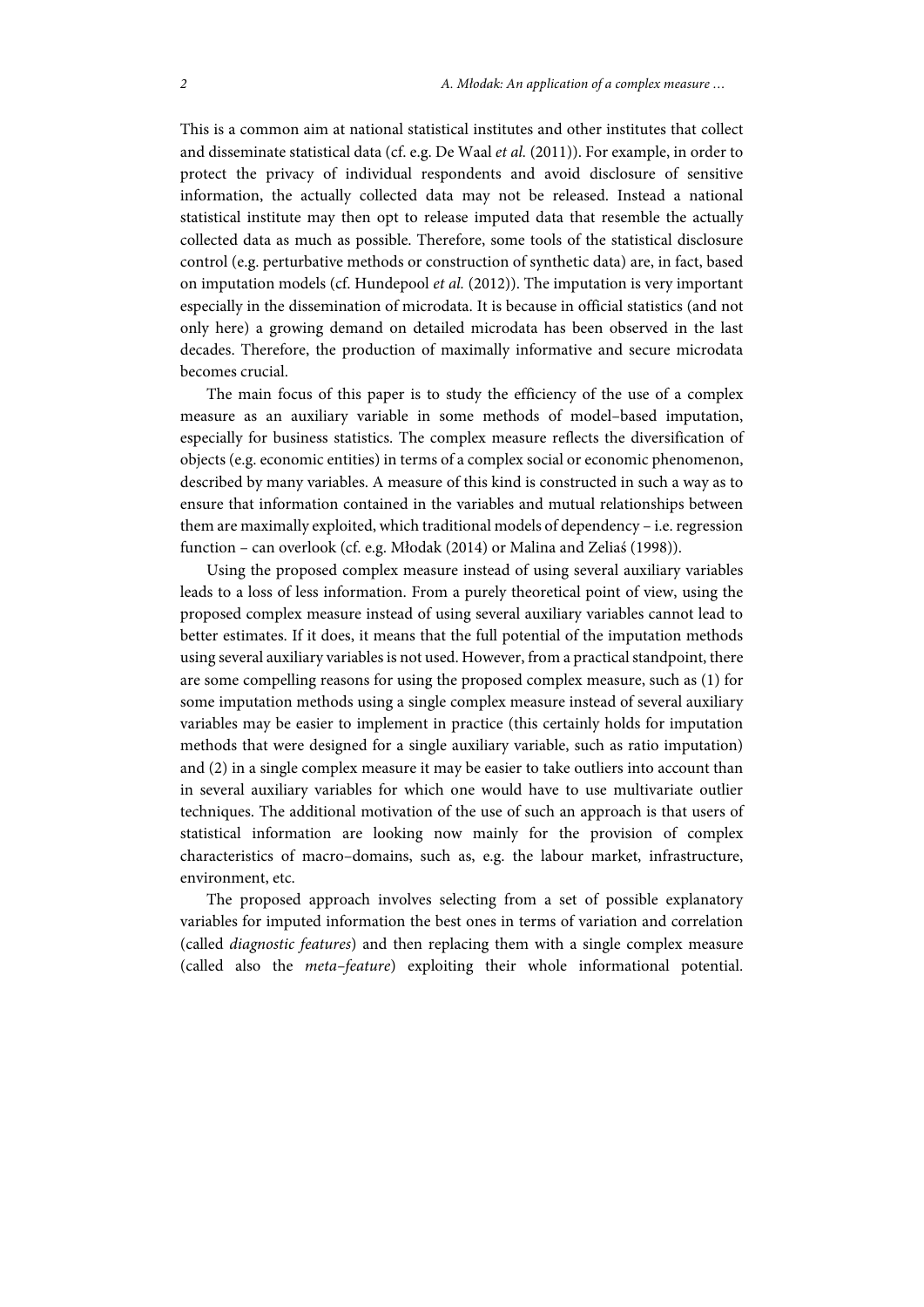This is a common aim at national statistical institutes and other institutes that collect and disseminate statistical data (cf. e.g. De Waal *et al.* (2011)). For example, in order to protect the privacy of individual respondents and avoid disclosure of sensitive information, the actually collected data may not be released. Instead a national statistical institute may then opt to release imputed data that resemble the actually collected data as much as possible. Therefore, some tools of the statistical disclosure control (e.g. perturbative methods or construction of synthetic data) are, in fact, based on imputation models (cf. Hundepool *et al.* (2012)). The imputation is very important especially in the dissemination of microdata. It is because in official statistics (and not only here) a growing demand on detailed microdata has been observed in the last decades. Therefore, the production of maximally informative and secure microdata becomes crucial.

The main focus of this paper is to study the efficiency of the use of a complex measure as an auxiliary variable in some methods of model–based imputation, especially for business statistics. The complex measure reflects the diversification of objects (e.g. economic entities) in terms of a complex social or economic phenomenon, described by many variables. A measure of this kind is constructed in such a way as to ensure that information contained in the variables and mutual relationships between them are maximally exploited, which traditional models of dependency – i.e. regression function – can overlook (cf. e.g. Młodak (2014) or Malina and Zeliaś (1998)).

Using the proposed complex measure instead of using several auxiliary variables leads to a loss of less information. From a purely theoretical point of view, using the proposed complex measure instead of using several auxiliary variables cannot lead to better estimates. If it does, it means that the full potential of the imputation methods using several auxiliary variables is not used. However, from a practical standpoint, there are some compelling reasons for using the proposed complex measure, such as (1) for some imputation methods using a single complex measure instead of several auxiliary variables may be easier to implement in practice (this certainly holds for imputation methods that were designed for a single auxiliary variable, such as ratio imputation) and (2) in a single complex measure it may be easier to take outliers into account than in several auxiliary variables for which one would have to use multivariate outlier techniques. The additional motivation of the use of such an approach is that users of statistical information are looking now mainly for the provision of complex characteristics of macro–domains, such as, e.g. the labour market, infrastructure, environment, etc.

The proposed approach involves selecting from a set of possible explanatory variables for imputed information the best ones in terms of variation and correlation (called *diagnostic features*) and then replacing them with a single complex measure (called also the *meta–feature*) exploiting their whole informational potential.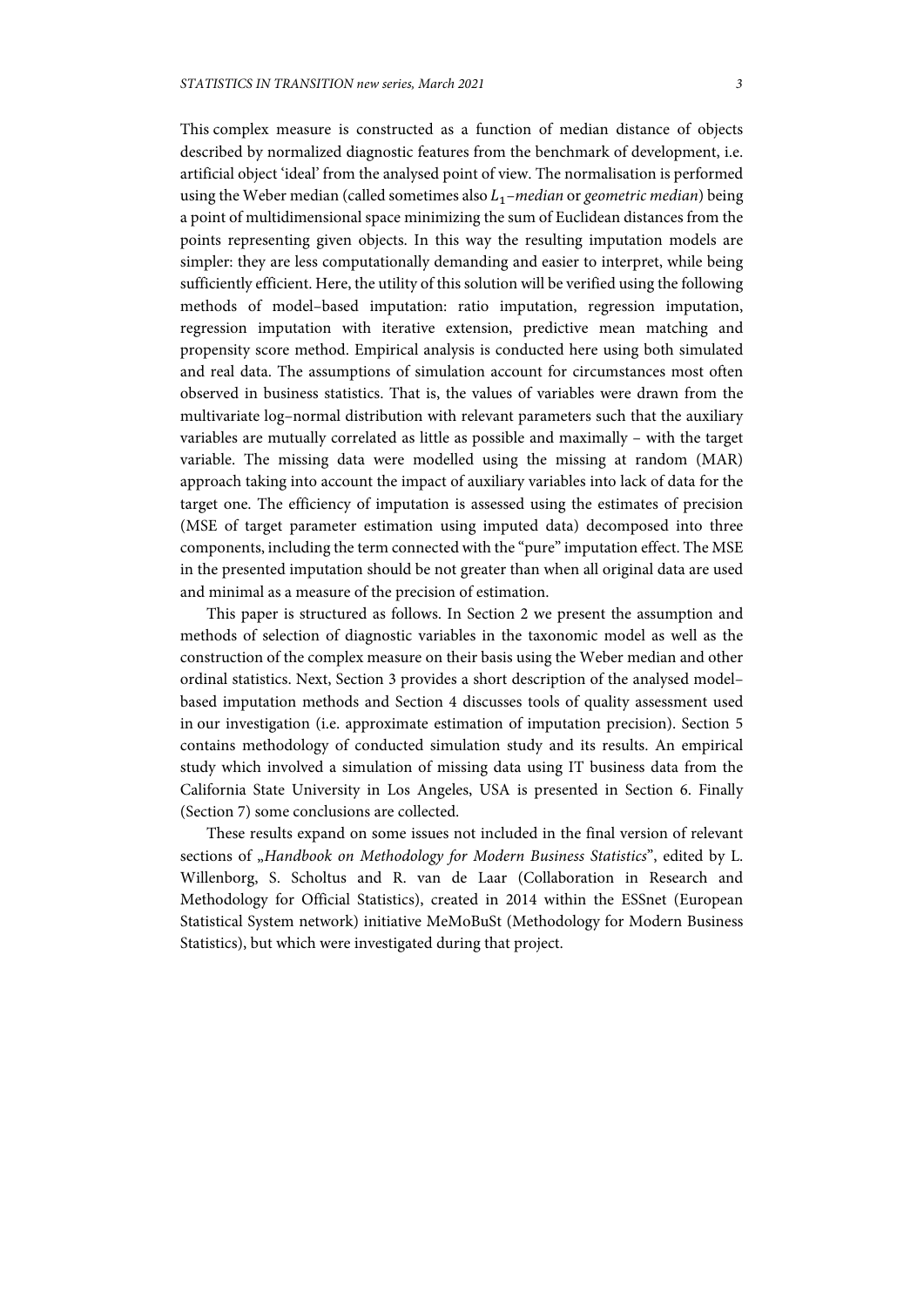This complex measure is constructed as a function of median distance of objects described by normalized diagnostic features from the benchmark of development, i.e. artificial object 'ideal' from the analysed point of view. The normalisation is performed using the Weber median (called sometimes also $L_1$–*median* or *geometric median*) being a point of multidimensional space minimizing the sum of Euclidean distances from the points representing given objects. In this way the resulting imputation models are simpler: they are less computationally demanding and easier to interpret, while being sufficiently efficient. Here, the utility of this solution will be verified using the following methods of model–based imputation: ratio imputation, regression imputation, regression imputation with iterative extension, predictive mean matching and propensity score method. Empirical analysis is conducted here using both simulated and real data. The assumptions of simulation account for circumstances most often observed in business statistics. That is, the values of variables were drawn from the multivariate log–normal distribution with relevant parameters such that the auxiliary variables are mutually correlated as little as possible and maximally – with the target variable. The missing data were modelled using the missing at random (MAR) approach taking into account the impact of auxiliary variables into lack of data for the target one. The efficiency of imputation is assessed using the estimates of precision (MSE of target parameter estimation using imputed data) decomposed into three components, including the term connected with the "pure" imputation effect. The MSE in the presented imputation should be not greater than when all original data are used and minimal as a measure of the precision of estimation.

This paper is structured as follows. In Section 2 we present the assumption and methods of selection of diagnostic variables in the taxonomic model as well as the construction of the complex measure on their basis using the Weber median and other ordinal statistics. Next, Section 3 provides a short description of the analysed model–based imputation methods and Section 4 discusses tools of quality assessment used in our investigation (i.e. approximate estimation of imputation precision). Section 5 contains methodology of conducted simulation study and its results. An empirical study which involved a simulation of missing data using IT business data from the California State University in Los Angeles, USA is presented in Section 6. Finally (Section 7) some conclusions are collected.

These results expand on some issues not included in the final version of relevant sections of „*Handbook on Methodology for Modern Business Statistics*", edited by L. Willenborg, S. Scholtus and R. van de Laar (Collaboration in Research and Methodology for Official Statistics), created in 2014 within the ESSnet (European Statistical System network) initiative MeMoBuSt (Methodology for Modern Business Statistics), but which were investigated during that project.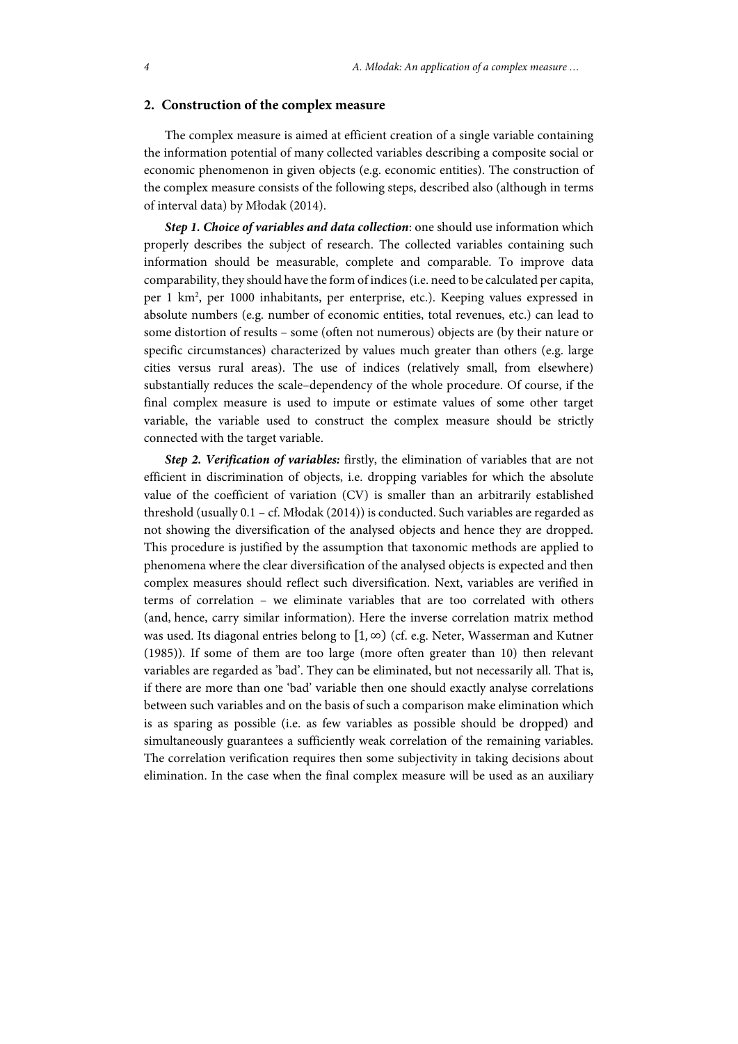## 2. Construction of the complex measure

The complex measure is aimed at efficient creation of a single variable containing the information potential of many collected variables describing a composite social or economic phenomenon in given objects (e.g. economic entities). The construction of the complex measure consists of the following steps, described also (although in terms of interval data) by Młodak (2014).

***Step 1. Choice of variables and data collection***: one should use information which properly describes the subject of research. The collected variables containing such information should be measurable, complete and comparable. To improve data comparability, they should have the form of indices (i.e. need to be calculated per capita, per 1 km$^2$, per 1000 inhabitants, per enterprise, etc.). Keeping values expressed in absolute numbers (e.g. number of economic entities, total revenues, etc.) can lead to some distortion of results – some (often not numerous) objects are (by their nature or specific circumstances) characterized by values much greater than others (e.g. large cities versus rural areas). The use of indices (relatively small, from elsewhere) substantially reduces the scale–dependency of the whole procedure. Of course, if the final complex measure is used to impute or estimate values of some other target variable, the variable used to construct the complex measure should be strictly connected with the target variable.

***Step 2. Verification of variables:*** firstly, the elimination of variables that are not efficient in discrimination of objects, i.e. dropping variables for which the absolute value of the coefficient of variation (CV) is smaller than an arbitrarily established threshold (usually 0.1 – cf. Młodak (2014)) is conducted. Such variables are regarded as not showing the diversification of the analysed objects and hence they are dropped. This procedure is justified by the assumption that taxonomic methods are applied to phenomena where the clear diversification of the analysed objects is expected and then complex measures should reflect such diversification. Next, variables are verified in terms of correlation – we eliminate variables that are too correlated with others (and, hence, carry similar information). Here the inverse correlation matrix method was used. Its diagonal entries belong to $[1, \infty)$ (cf. e.g. Neter, Wasserman and Kutner (1985)). If some of them are too large (more often greater than 10) then relevant variables are regarded as 'bad'. They can be eliminated, but not necessarily all. That is, if there are more than one 'bad' variable then one should exactly analyse correlations between such variables and on the basis of such a comparison make elimination which is as sparing as possible (i.e. as few variables as possible should be dropped) and simultaneously guarantees a sufficiently weak correlation of the remaining variables. The correlation verification requires then some subjectivity in taking decisions about elimination. In the case when the final complex measure will be used as an auxiliary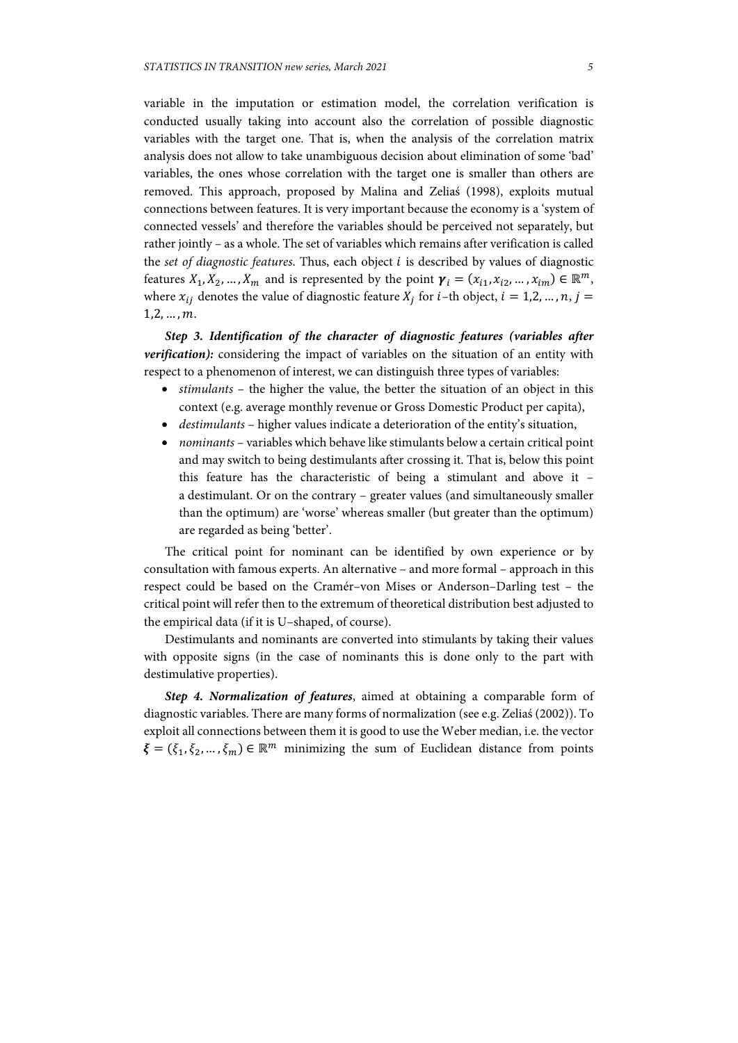variable in the imputation or estimation model, the correlation verification is conducted usually taking into account also the correlation of possible diagnostic variables with the target one. That is, when the analysis of the correlation matrix analysis does not allow to take unambiguous decision about elimination of some 'bad' variables, the ones whose correlation with the target one is smaller than others are removed. This approach, proposed by Malina and Zeliaś (1998), exploits mutual connections between features. It is very important because the economy is a 'system of connected vessels' and therefore the variables should be perceived not separately, but rather jointly – as a whole. The set of variables which remains after verification is called the *set of diagnostic features*. Thus, each object $i$ is described by values of diagnostic features $X_1, X_2, \dots, X_m$ and is represented by the point $\boldsymbol{\gamma}_i = (x_{i1}, x_{i2}, \dots, x_{im}) \in \mathbb{R}^m$, where $x_{ij}$ denotes the value of diagnostic feature $X_j$ for $i$–th object, $i = 1,2, \dots, n$, $j = 1,2, \dots, m$.

***Step 3. Identification of the character of diagnostic features (variables after verification):*** considering the impact of variables on the situation of an entity with respect to a phenomenon of interest, we can distinguish three types of variables:

- *stimulants* – the higher the value, the better the situation of an object in this context (e.g. average monthly revenue or Gross Domestic Product per capita),
- *destimulants* – higher values indicate a deterioration of the entity's situation,
- *nominants* – variables which behave like stimulants below a certain critical point and may switch to being destimulants after crossing it. That is, below this point this feature has the characteristic of being a stimulant and above it – a destimulant. Or on the contrary – greater values (and simultaneously smaller than the optimum) are 'worse' whereas smaller (but greater than the optimum) are regarded as being 'better'.

The critical point for nominant can be identified by own experience or by consultation with famous experts. An alternative – and more formal – approach in this respect could be based on the Cramér–von Mises or Anderson–Darling test – the critical point will refer then to the extremum of theoretical distribution best adjusted to the empirical data (if it is U–shaped, of course).

Destimulants and nominants are converted into stimulants by taking their values with opposite signs (in the case of nominants this is done only to the part with destimulative properties).

***Step 4. Normalization of features***, aimed at obtaining a comparable form of diagnostic variables. There are many forms of normalization (see e.g. Zeliaś (2002)). To exploit all connections between them it is good to use the Weber median, i.e. the vector $\boldsymbol{\xi} = (\xi_1, \xi_2, \dots, \xi_m) \in \mathbb{R}^m$ minimizing the sum of Euclidean distance from points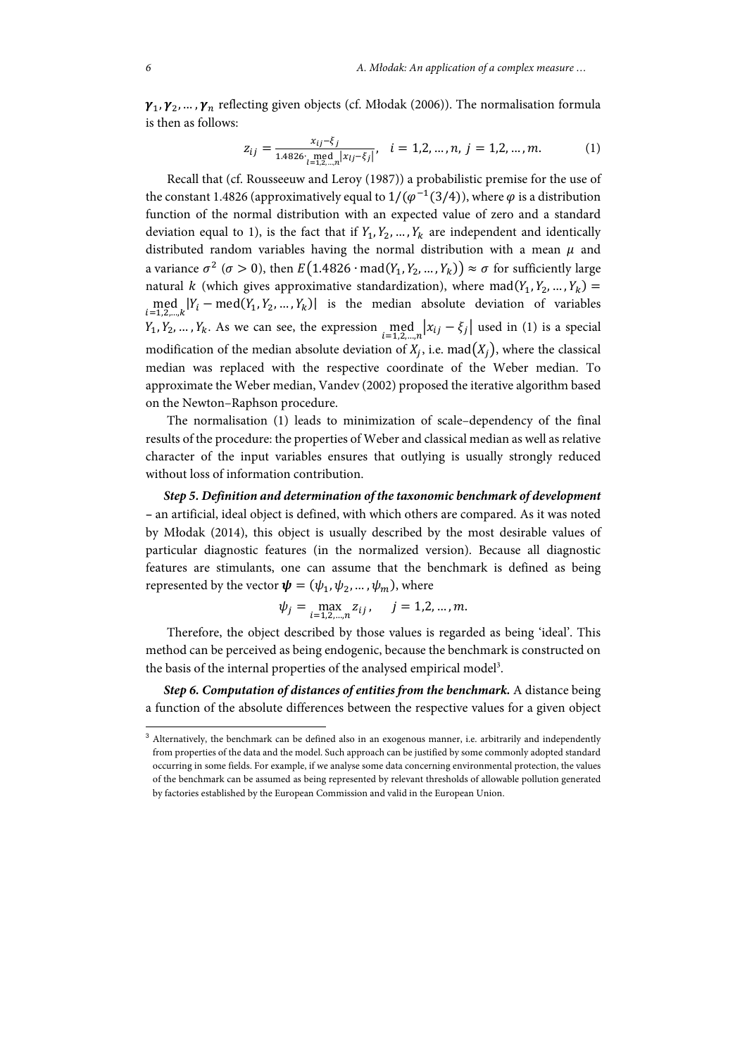$\boldsymbol{\gamma}_1, \boldsymbol{\gamma}_2, \dots, \boldsymbol{\gamma}_n$ reflecting given objects (cf. Młodak (2006)). The normalisation formula is then as follows:

$$z_{ij} = \frac{x_{ij} - \xi_j}{1.4826 \cdot \underset{l=1,2,\dots,n}{\operatorname{med}} |x_{lj} - \xi_j|}, \quad i = 1,2,\dots,n, \; j = 1,2,\dots,m. \tag{1}$$

Recall that (cf. Rousseeuw and Leroy (1987)) a probabilistic premise for the use of the constant 1.4826 (approximatively equal to $1/(\varphi^{-1}(3/4))$, where $\varphi$ is a distribution function of the normal distribution with an expected value of zero and a standard deviation equal to 1), is the fact that if $Y_1, Y_2, \dots, Y_k$ are independent and identically distributed random variables having the normal distribution with a mean $\mu$ and a variance $\sigma^2$ ($\sigma > 0$), then $E\big(1.4826 \cdot \operatorname{mad}(Y_1, Y_2, \dots, Y_k)\big) \approx \sigma$ for sufficiently large natural $k$ (which gives approximative standardization), where $\operatorname{mad}(Y_1, Y_2, \dots, Y_k) = \underset{i=1,2,\dots,k}{\operatorname{med}} |Y_i - \operatorname{med}(Y_1, Y_2, \dots, Y_k)|$ is the median absolute deviation of variables $Y_1, Y_2, \dots, Y_k$. As we can see, the expression $\underset{i=1,2,\dots,n}{\operatorname{med}} |x_{ij} - \xi_j|$ used in (1) is a special modification of the median absolute deviation of $X_j$, i.e. $\operatorname{mad}(X_j)$, where the classical median was replaced with the respective coordinate of the Weber median. To approximate the Weber median, Vandev (2002) proposed the iterative algorithm based on the Newton–Raphson procedure.

The normalisation (1) leads to minimization of scale–dependency of the final results of the procedure: the properties of Weber and classical median as well as relative character of the input variables ensures that outlying is usually strongly reduced without loss of information contribution.

***Step 5. Definition and determination of the taxonomic benchmark of development*** – an artificial, ideal object is defined, with which others are compared. As it was noted by Młodak (2014), this object is usually described by the most desirable values of particular diagnostic features (in the normalized version). Because all diagnostic features are stimulants, one can assume that the benchmark is defined as being represented by the vector $\boldsymbol{\psi} = (\psi_1, \psi_2, \dots, \psi_m)$, where

$$\psi_j = \max_{i=1,2,\dots,n} z_{ij}, \quad j = 1,2,\dots,m.$$

Therefore, the object described by those values is regarded as being 'ideal'. This method can be perceived as being endogenic, because the benchmark is constructed on the basis of the internal properties of the analysed empirical model[3].

***Step 6. Computation of distances of entities from the benchmark.*** A distance being a function of the absolute differences between the respective values for a given object

[3] Alternatively, the benchmark can be defined also in an exogenous manner, i.e. arbitrarily and independently from properties of the data and the model. Such approach can be justified by some commonly adopted standard occurring in some fields. For example, if we analyse some data concerning environmental protection, the values of the benchmark can be assumed as being represented by relevant thresholds of allowable pollution generated by factories established by the European Commission and valid in the European Union.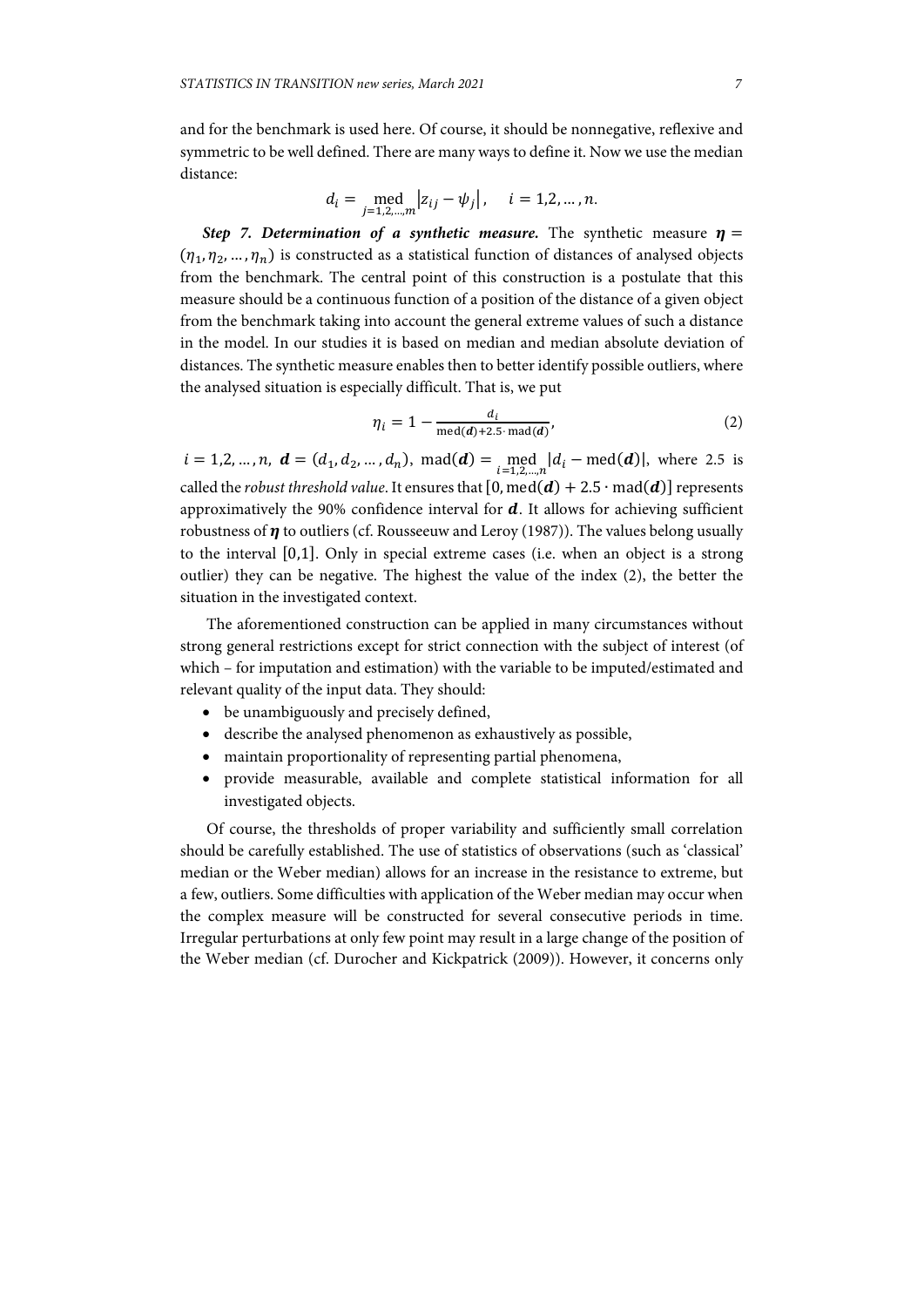and for the benchmark is used here. Of course, it should be nonnegative, reflexive and symmetric to be well defined. There are many ways to define it. Now we use the median distance:

$$d_i = \underset{j=1,2,\dots,m}{\operatorname{med}} \left| z_{ij} - \psi_j \right|, \quad i = 1,2,\dots,n.$$

***Step 7. Determination of a synthetic measure.*** The synthetic measure $\boldsymbol{\eta} = (\eta_1, \eta_2, \dots, \eta_n)$ is constructed as a statistical function of distances of analysed objects from the benchmark. The central point of this construction is a postulate that this measure should be a continuous function of a position of the distance of a given object from the benchmark taking into account the general extreme values of such a distance in the model. In our studies it is based on median and median absolute deviation of distances. The synthetic measure enables then to better identify possible outliers, where the analysed situation is especially difficult. That is, we put

$$\eta_i = 1 - \frac{d_i}{\operatorname{med}(\boldsymbol{d}) + 2.5 \cdot \operatorname{mad}(\boldsymbol{d})}, \tag{2}$$

$i = 1,2,\dots,n$, $\boldsymbol{d} = (d_1, d_2, \dots, d_n)$, $\operatorname{mad}(\boldsymbol{d}) = \underset{i=1,2,\dots,n}{\operatorname{med}} |d_i - \operatorname{med}(\boldsymbol{d})|$, where 2.5 is called the *robust threshold value*. It ensures that $[0, \operatorname{med}(\boldsymbol{d}) + 2.5 \cdot \operatorname{mad}(\boldsymbol{d})]$ represents approximatively the 90% confidence interval for $\boldsymbol{d}$. It allows for achieving sufficient robustness of $\boldsymbol{\eta}$ to outliers (cf. Rousseeuw and Leroy (1987)). The values belong usually to the interval $[0,1]$. Only in special extreme cases (i.e. when an object is a strong outlier) they can be negative. The highest the value of the index (2), the better the situation in the investigated context.

The aforementioned construction can be applied in many circumstances without strong general restrictions except for strict connection with the subject of interest (of which – for imputation and estimation) with the variable to be imputed/estimated and relevant quality of the input data. They should:

- be unambiguously and precisely defined,
- describe the analysed phenomenon as exhaustively as possible,
- maintain proportionality of representing partial phenomena,
- provide measurable, available and complete statistical information for all investigated objects.

Of course, the thresholds of proper variability and sufficiently small correlation should be carefully established. The use of statistics of observations (such as 'classical' median or the Weber median) allows for an increase in the resistance to extreme, but a few, outliers. Some difficulties with application of the Weber median may occur when the complex measure will be constructed for several consecutive periods in time. Irregular perturbations at only few point may result in a large change of the position of the Weber median (cf. Durocher and Kickpatrick (2009)). However, it concerns only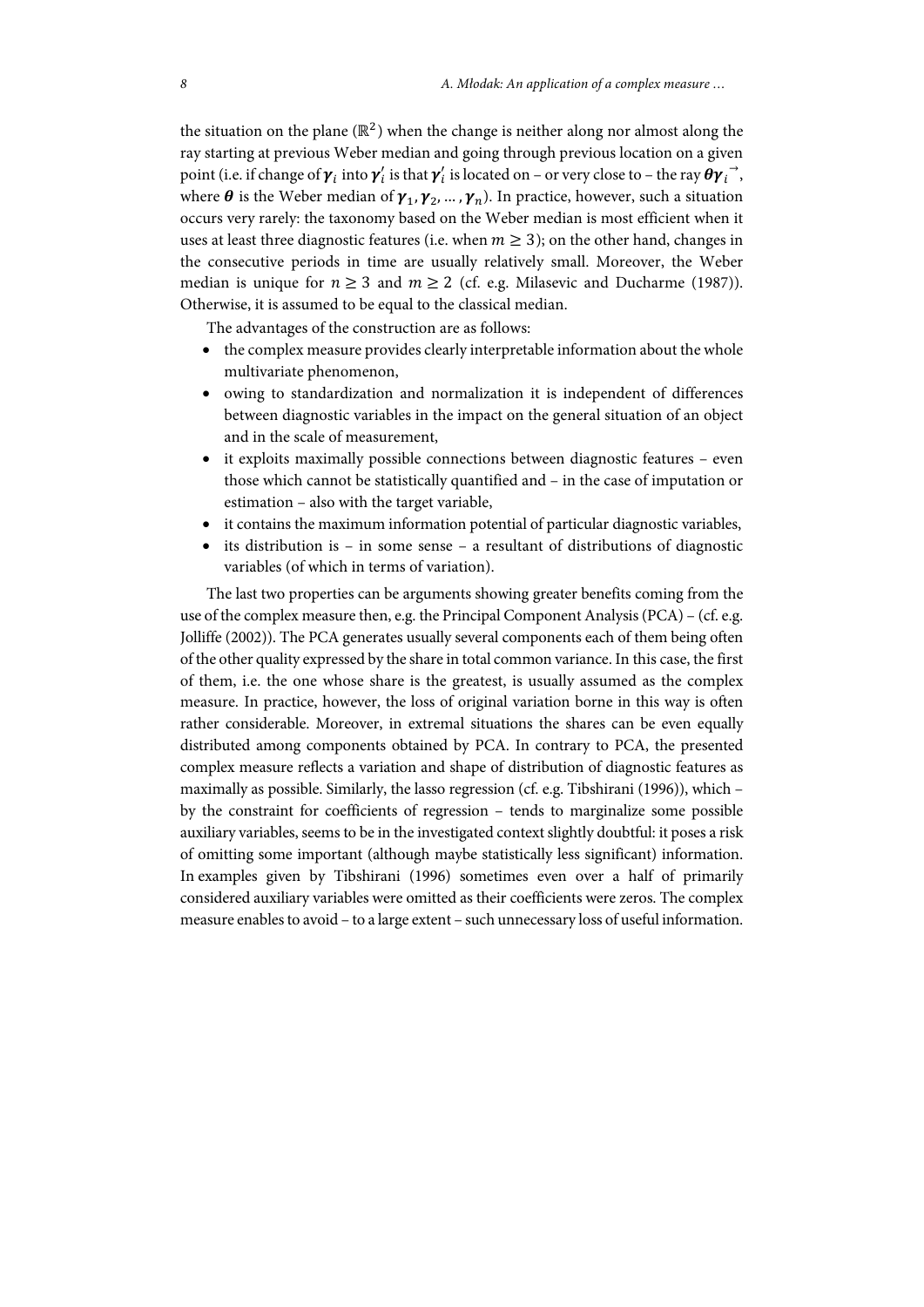the situation on the plane ($\mathbb{R}^2$) when the change is neither along nor almost along the ray starting at previous Weber median and going through previous location on a given point (i.e. if change of $\boldsymbol{\gamma}_i$ into $\boldsymbol{\gamma}_i'$ is that $\boldsymbol{\gamma}_i'$ is located on – or very close to – the ray $\overrightarrow{\boldsymbol{\theta}\boldsymbol{\gamma}_i}$, where $\boldsymbol{\theta}$ is the Weber median of $\boldsymbol{\gamma}_1, \boldsymbol{\gamma}_2, \dots, \boldsymbol{\gamma}_n$). In practice, however, such a situation occurs very rarely: the taxonomy based on the Weber median is most efficient when it uses at least three diagnostic features (i.e. when $m \geq 3$); on the other hand, changes in the consecutive periods in time are usually relatively small. Moreover, the Weber median is unique for $n \geq 3$ and $m \geq 2$ (cf. e.g. Milasevic and Ducharme (1987)). Otherwise, it is assumed to be equal to the classical median.

The advantages of the construction are as follows:

- the complex measure provides clearly interpretable information about the whole multivariate phenomenon,
- owing to standardization and normalization it is independent of differences between diagnostic variables in the impact on the general situation of an object and in the scale of measurement,
- it exploits maximally possible connections between diagnostic features – even those which cannot be statistically quantified and – in the case of imputation or estimation – also with the target variable,
- it contains the maximum information potential of particular diagnostic variables,
- its distribution is – in some sense – a resultant of distributions of diagnostic variables (of which in terms of variation).

The last two properties can be arguments showing greater benefits coming from the use of the complex measure then, e.g. the Principal Component Analysis (PCA) – (cf. e.g. Jolliffe (2002)). The PCA generates usually several components each of them being often of the other quality expressed by the share in total common variance. In this case, the first of them, i.e. the one whose share is the greatest, is usually assumed as the complex measure. In practice, however, the loss of original variation borne in this way is often rather considerable. Moreover, in extremal situations the shares can be even equally distributed among components obtained by PCA. In contrary to PCA, the presented complex measure reflects a variation and shape of distribution of diagnostic features as maximally as possible. Similarly, the lasso regression (cf. e.g. Tibshirani (1996)), which – by the constraint for coefficients of regression – tends to marginalize some possible auxiliary variables, seems to be in the investigated context slightly doubtful: it poses a risk of omitting some important (although maybe statistically less significant) information. In examples given by Tibshirani (1996) sometimes even over a half of primarily considered auxiliary variables were omitted as their coefficients were zeros. The complex measure enables to avoid – to a large extent – such unnecessary loss of useful information.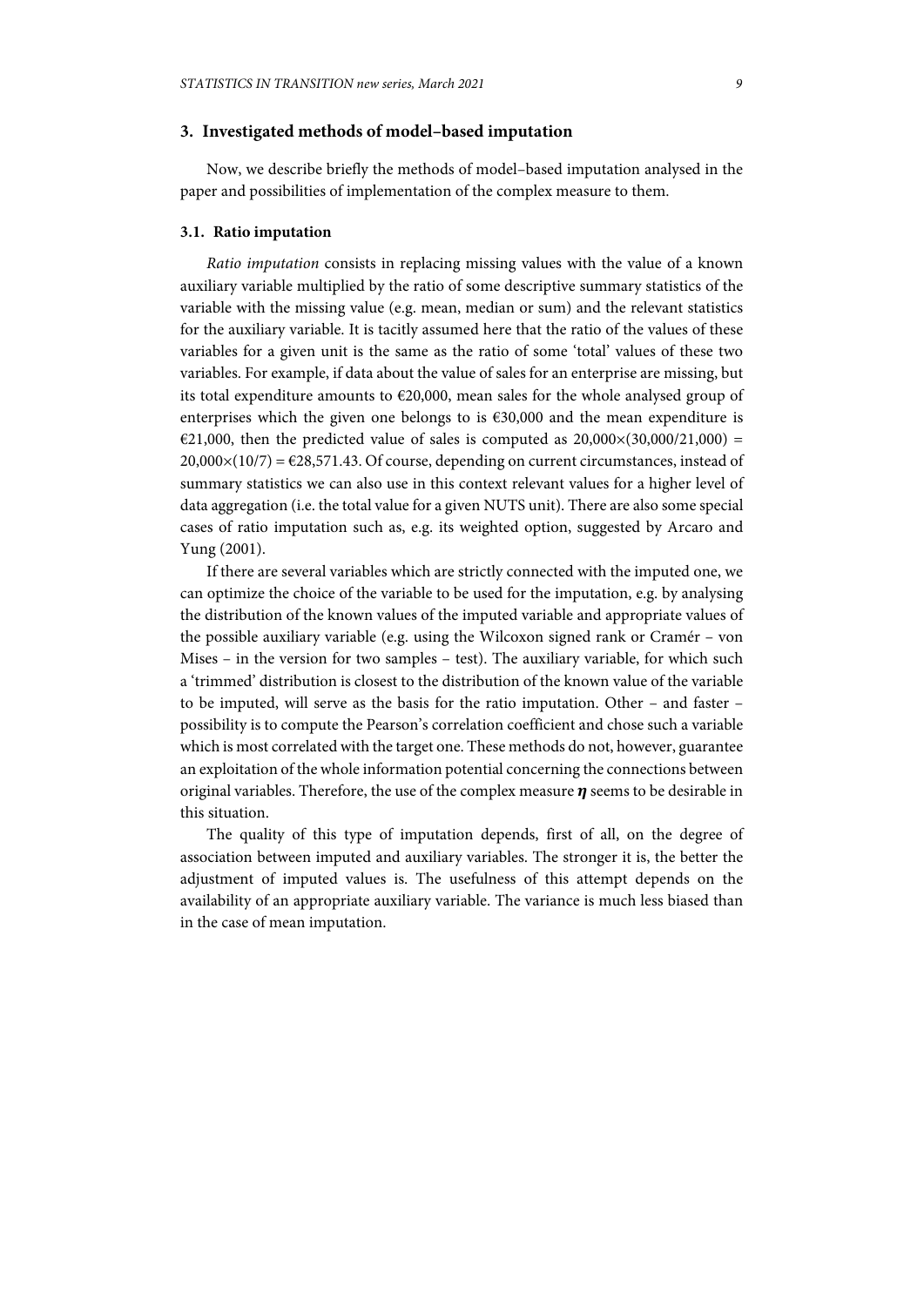## 3. Investigated methods of model–based imputation

Now, we describe briefly the methods of model–based imputation analysed in the paper and possibilities of implementation of the complex measure to them.

### 3.1. Ratio imputation

*Ratio imputation* consists in replacing missing values with the value of a known auxiliary variable multiplied by the ratio of some descriptive summary statistics of the variable with the missing value (e.g. mean, median or sum) and the relevant statistics for the auxiliary variable. It is tacitly assumed here that the ratio of the values of these variables for a given unit is the same as the ratio of some 'total' values of these two variables. For example, if data about the value of sales for an enterprise are missing, but its total expenditure amounts to €20,000, mean sales for the whole analysed group of enterprises which the given one belongs to is €30,000 and the mean expenditure is €21,000, then the predicted value of sales is computed as $20{,}000\times(30{,}000/21{,}000) = 20{,}000\times(10/7) =$ €28,571.43. Of course, depending on current circumstances, instead of summary statistics we can also use in this context relevant values for a higher level of data aggregation (i.e. the total value for a given NUTS unit). There are also some special cases of ratio imputation such as, e.g. its weighted option, suggested by Arcaro and Yung (2001).

If there are several variables which are strictly connected with the imputed one, we can optimize the choice of the variable to be used for the imputation, e.g. by analysing the distribution of the known values of the imputed variable and appropriate values of the possible auxiliary variable (e.g. using the Wilcoxon signed rank or Cramér – von Mises – in the version for two samples – test). The auxiliary variable, for which such a 'trimmed' distribution is closest to the distribution of the known value of the variable to be imputed, will serve as the basis for the ratio imputation. Other – and faster – possibility is to compute the Pearson's correlation coefficient and chose such a variable which is most correlated with the target one. These methods do not, however, guarantee an exploitation of the whole information potential concerning the connections between original variables. Therefore, the use of the complex measure $\boldsymbol{\eta}$ seems to be desirable in this situation.

The quality of this type of imputation depends, first of all, on the degree of association between imputed and auxiliary variables. The stronger it is, the better the adjustment of imputed values is. The usefulness of this attempt depends on the availability of an appropriate auxiliary variable. The variance is much less biased than in the case of mean imputation.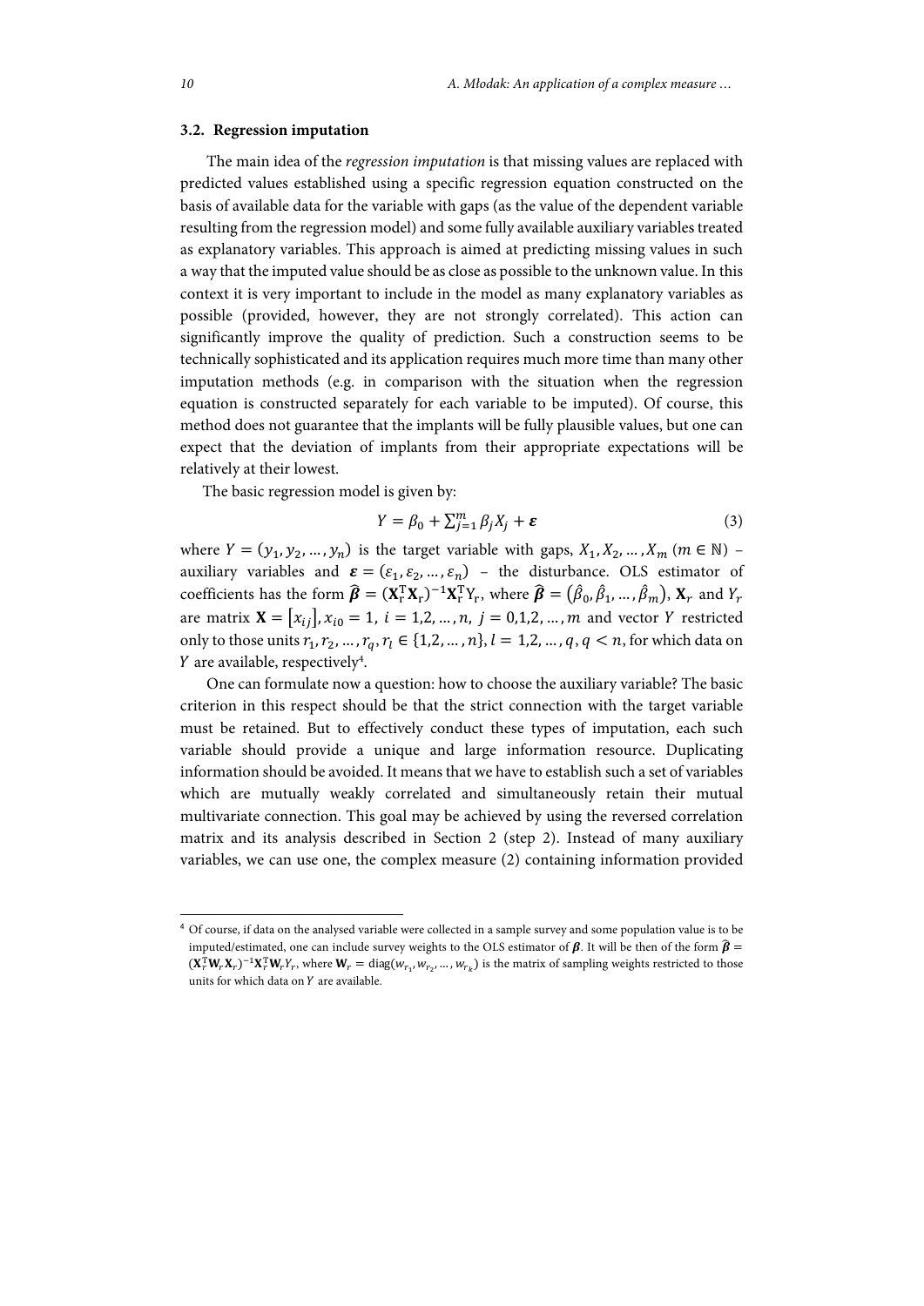### 3.2. Regression imputation

The main idea of the *regression imputation* is that missing values are replaced with predicted values established using a specific regression equation constructed on the basis of available data for the variable with gaps (as the value of the dependent variable resulting from the regression model) and some fully available auxiliary variables treated as explanatory variables. This approach is aimed at predicting missing values in such a way that the imputed value should be as close as possible to the unknown value. In this context it is very important to include in the model as many explanatory variables as possible (provided, however, they are not strongly correlated). This action can significantly improve the quality of prediction. Such a construction seems to be technically sophisticated and its application requires much more time than many other imputation methods (e.g. in comparison with the situation when the regression equation is constructed separately for each variable to be imputed). Of course, this method does not guarantee that the implants will be fully plausible values, but one can expect that the deviation of implants from their appropriate expectations will be relatively at their lowest.

The basic regression model is given by:

$$Y = \beta_0 + \sum_{j=1}^{m} \beta_j X_j + \boldsymbol{\varepsilon} \tag{3}$$

where $Y = (y_1, y_2, \dots, y_n)$ is the target variable with gaps, $X_1, X_2, \dots, X_m$ ($m \in \mathbb{N}$) – auxiliary variables and $\boldsymbol{\varepsilon} = (\varepsilon_1, \varepsilon_2, \dots, \varepsilon_n)$ – the disturbance. OLS estimator of coefficients has the form $\widehat{\boldsymbol{\beta}} = (\mathbf{X}_r^{\mathrm{T}}\mathbf{X}_r)^{-1}\mathbf{X}_r^{\mathrm{T}}Y_r$, where $\widehat{\boldsymbol{\beta}} = (\hat{\beta}_0, \hat{\beta}_1, \dots, \hat{\beta}_m)$, $\mathbf{X}_r$ and $Y_r$ are matrix $\mathbf{X} = [x_{ij}]$, $x_{i0} = 1$, $i = 1,2,\dots,n$, $j = 0,1,2,\dots,m$ and vector $Y$ restricted only to those units $r_1, r_2, \dots, r_q, r_l \in \{1,2,\dots,n\}$, $l = 1,2,\dots,q$, $q < n$, for which data on $Y$ are available, respectively[4].

One can formulate now a question: how to choose the auxiliary variable? The basic criterion in this respect should be that the strict connection with the target variable must be retained. But to effectively conduct these types of imputation, each such variable should provide a unique and large information resource. Duplicating information should be avoided. It means that we have to establish such a set of variables which are mutually weakly correlated and simultaneously retain their mutual multivariate connection. This goal may be achieved by using the reversed correlation matrix and its analysis described in Section 2 (step 2). Instead of many auxiliary variables, we can use one, the complex measure (2) containing information provided

---

[4] Of course, if data on the analysed variable were collected in a sample survey and some population value is to be imputed/estimated, one can include survey weights to the OLS estimator of $\boldsymbol{\beta}$. It will be then of the form $\widehat{\boldsymbol{\beta}} = (\mathbf{X}_r^{\mathrm{T}}\mathbf{W}_r\mathbf{X}_r)^{-1}\mathbf{X}_r^{\mathrm{T}}\mathbf{W}_rY_r$, where $\mathbf{W}_r = \mathrm{diag}(w_{r_1}, w_{r_2}, \dots, w_{r_k})$ is the matrix of sampling weights restricted to those units for which data on $Y$ are available.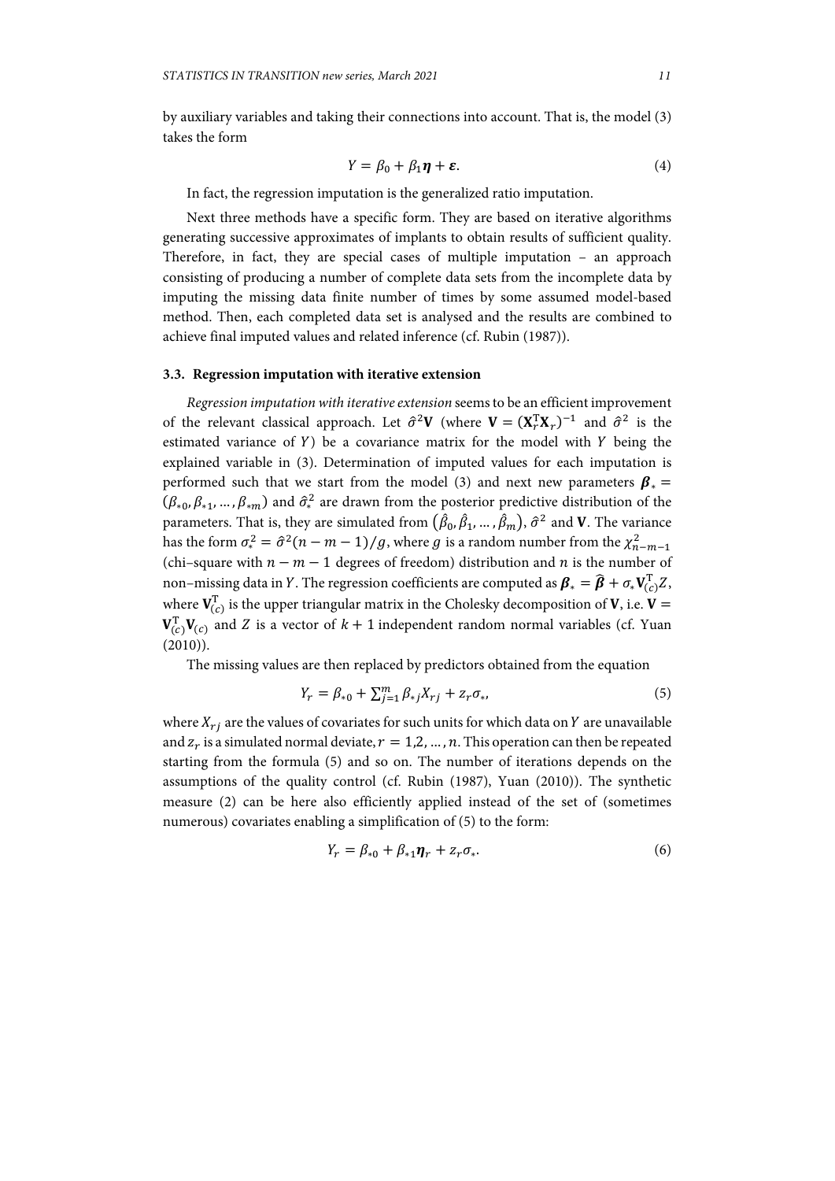by auxiliary variables and taking their connections into account. That is, the model (3) takes the form

$$Y = \beta_0 + \beta_1 \boldsymbol{\eta} + \boldsymbol{\varepsilon}. \tag{4}$$

In fact, the regression imputation is the generalized ratio imputation.

Next three methods have a specific form. They are based on iterative algorithms generating successive approximates of implants to obtain results of sufficient quality. Therefore, in fact, they are special cases of multiple imputation – an approach consisting of producing a number of complete data sets from the incomplete data by imputing the missing data finite number of times by some assumed model-based method. Then, each completed data set is analysed and the results are combined to achieve final imputed values and related inference (cf. Rubin (1987)).

### 3.3. Regression imputation with iterative extension

*Regression imputation with iterative extension* seems to be an efficient improvement of the relevant classical approach. Let $\hat{\sigma}^2\mathbf{V}$ (where $\mathbf{V} = (\mathbf{X}_r^{\mathrm{T}}\mathbf{X}_r)^{-1}$ and $\hat{\sigma}^2$ is the estimated variance of $Y$) be a covariance matrix for the model with $Y$ being the explained variable in (3). Determination of imputed values for each imputation is performed such that we start from the model (3) and next new parameters $\boldsymbol{\beta}_* = (\beta_{*0}, \beta_{*1}, \dots, \beta_{*m})$ and $\hat{\sigma}_*^2$ are drawn from the posterior predictive distribution of the parameters. That is, they are simulated from $(\hat{\beta}_0, \hat{\beta}_1, \dots, \hat{\beta}_m)$, $\hat{\sigma}^2$ and $\mathbf{V}$. The variance has the form $\sigma_*^2 = \hat{\sigma}^2(n-m-1)/g$, where $g$ is a random number from the $\chi^2_{n-m-1}$ (chi–square with $n-m-1$ degrees of freedom) distribution and $n$ is the number of non–missing data in $Y$. The regression coefficients are computed as $\boldsymbol{\beta}_* = \widehat{\boldsymbol{\beta}} + \sigma_* \mathbf{V}_{(c)}^{\mathrm{T}} Z$, where $\mathbf{V}_{(c)}^{\mathrm{T}}$ is the upper triangular matrix in the Cholesky decomposition of $\mathbf{V}$, i.e. $\mathbf{V} = \mathbf{V}_{(c)}^{\mathrm{T}}\mathbf{V}_{(c)}$ and $Z$ is a vector of $k+1$ independent random normal variables (cf. Yuan (2010)).

The missing values are then replaced by predictors obtained from the equation

$$Y_r = \beta_{*0} + \sum_{j=1}^{m} \beta_{*j} X_{rj} + z_r \sigma_*, \tag{5}$$

where $X_{rj}$ are the values of covariates for such units for which data on $Y$ are unavailable and $z_r$ is a simulated normal deviate, $r = 1, 2, \dots, n$. This operation can then be repeated starting from the formula (5) and so on. The number of iterations depends on the assumptions of the quality control (cf. Rubin (1987), Yuan (2010)). The synthetic measure (2) can be here also efficiently applied instead of the set of (sometimes numerous) covariates enabling a simplification of (5) to the form:

$$Y_r = \beta_{*0} + \beta_{*1} \boldsymbol{\eta}_r + z_r \sigma_*. \tag{6}$$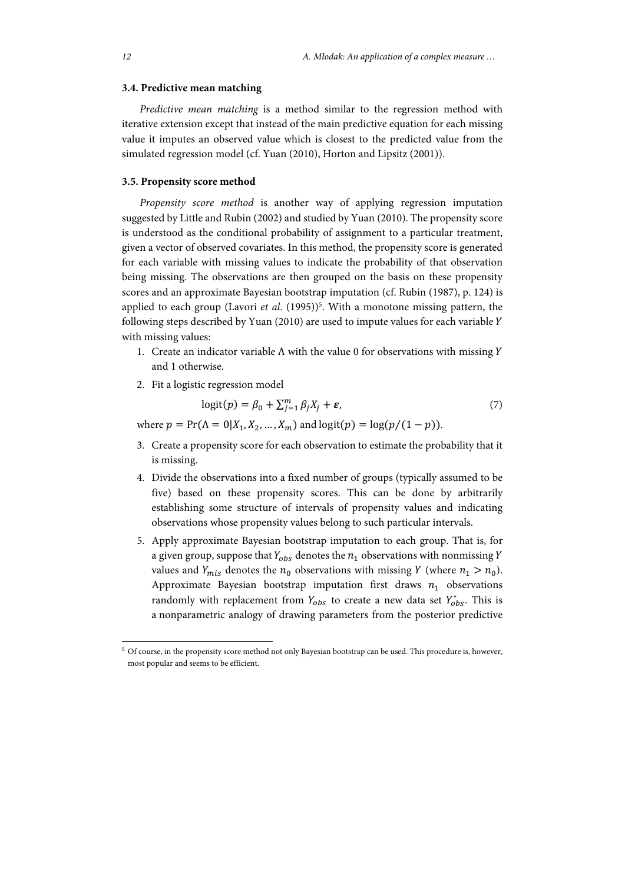### 3.4. Predictive mean matching

*Predictive mean matching* is a method similar to the regression method with iterative extension except that instead of the main predictive equation for each missing value it imputes an observed value which is closest to the predicted value from the simulated regression model (cf. Yuan (2010), Horton and Lipsitz (2001)).

### 3.5. Propensity score method

*Propensity score method* is another way of applying regression imputation suggested by Little and Rubin (2002) and studied by Yuan (2010). The propensity score is understood as the conditional probability of assignment to a particular treatment, given a vector of observed covariates. In this method, the propensity score is generated for each variable with missing values to indicate the probability of that observation being missing. The observations are then grouped on the basis on these propensity scores and an approximate Bayesian bootstrap imputation (cf. Rubin (1987), p. 124) is applied to each group (Lavori *et al.* (1995))[5]. With a monotone missing pattern, the following steps described by Yuan (2010) are used to impute values for each variable $Y$ with missing values:

1. Create an indicator variable $\Lambda$ with the value 0 for observations with missing $Y$ and 1 otherwise.
2. Fit a logistic regression model

$$\text{logit}(p) = \beta_0 + \sum_{j=1}^{m} \beta_j X_j + \boldsymbol{\varepsilon}, \tag{7}$$

where $p = \Pr(\Lambda = 0 | X_1, X_2, \dots, X_m)$ and $\text{logit}(p) = \log(p/(1-p))$.

3. Create a propensity score for each observation to estimate the probability that it is missing.
4. Divide the observations into a fixed number of groups (typically assumed to be five) based on these propensity scores. This can be done by arbitrarily establishing some structure of intervals of propensity values and indicating observations whose propensity values belong to such particular intervals.
5. Apply approximate Bayesian bootstrap imputation to each group. That is, for a given group, suppose that $Y_{obs}$ denotes the $n_1$ observations with nonmissing $Y$ values and $Y_{mis}$ denotes the $n_0$ observations with missing $Y$ (where $n_1 > n_0$). Approximate Bayesian bootstrap imputation first draws $n_1$ observations randomly with replacement from $Y_{obs}$ to create a new data set $Y_{obs}^{*}$. This is a nonparametric analogy of drawing parameters from the posterior predictive

[5] Of course, in the propensity score method not only Bayesian bootstrap can be used. This procedure is, however, most popular and seems to be efficient.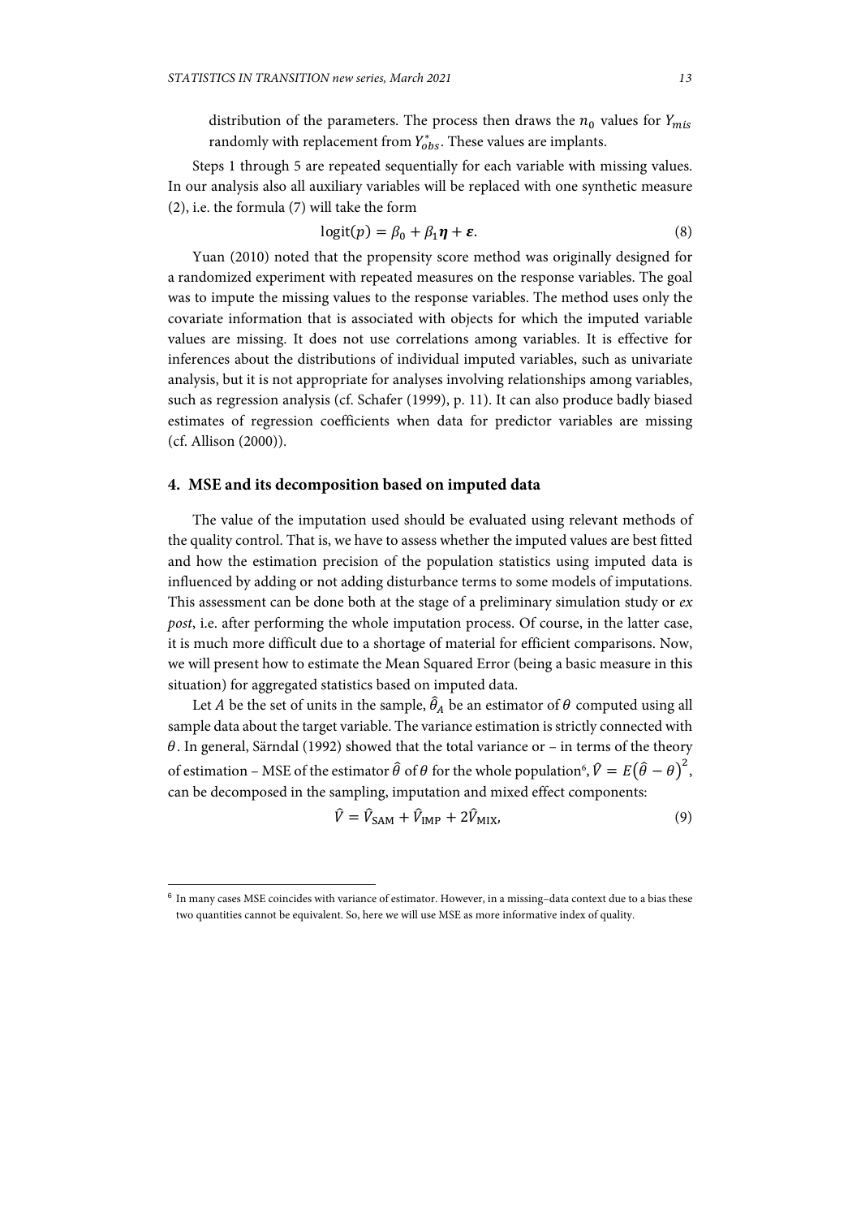distribution of the parameters. The process then draws the $n_0$ values for $Y_{mis}$ randomly with replacement from $Y^*_{obs}$. These values are implants.

Steps 1 through 5 are repeated sequentially for each variable with missing values. In our analysis also all auxiliary variables will be replaced with one synthetic measure (2), i.e. the formula (7) will take the form

$$\operatorname{logit}(p) = \beta_0 + \beta_1 \boldsymbol{\eta} + \boldsymbol{\varepsilon}. \tag{8}$$

Yuan (2010) noted that the propensity score method was originally designed for a randomized experiment with repeated measures on the response variables. The goal was to impute the missing values to the response variables. The method uses only the covariate information that is associated with objects for which the imputed variable values are missing. It does not use correlations among variables. It is effective for inferences about the distributions of individual imputed variables, such as univariate analysis, but it is not appropriate for analyses involving relationships among variables, such as regression analysis (cf. Schafer (1999), p. 11). It can also produce badly biased estimates of regression coefficients when data for predictor variables are missing (cf. Allison (2000)).

## 4. MSE and its decomposition based on imputed data

The value of the imputation used should be evaluated using relevant methods of the quality control. That is, we have to assess whether the imputed values are best fitted and how the estimation precision of the population statistics using imputed data is influenced by adding or not adding disturbance terms to some models of imputations. This assessment can be done both at the stage of a preliminary simulation study or *ex post*, i.e. after performing the whole imputation process. Of course, in the latter case, it is much more difficult due to a shortage of material for efficient comparisons. Now, we will present how to estimate the Mean Squared Error (being a basic measure in this situation) for aggregated statistics based on imputed data.

Let $A$ be the set of units in the sample, $\hat{\theta}_A$ be an estimator of $\theta$ computed using all sample data about the target variable. The variance estimation is strictly connected with $\theta$. In general, Särndal (1992) showed that the total variance or – in terms of the theory of estimation – MSE of the estimator $\hat{\theta}$ of $\theta$ for the whole population[6], $\hat{V} = E(\hat{\theta} - \theta)^2$, can be decomposed in the sampling, imputation and mixed effect components:

$$\hat{V} = \hat{V}_{\text{SAM}} + \hat{V}_{\text{IMP}} + 2\hat{V}_{\text{MIX}}, \tag{9}$$

[6] In many cases MSE coincides with variance of estimator. However, in a missing–data context due to a bias these two quantities cannot be equivalent. So, here we will use MSE as more informative index of quality.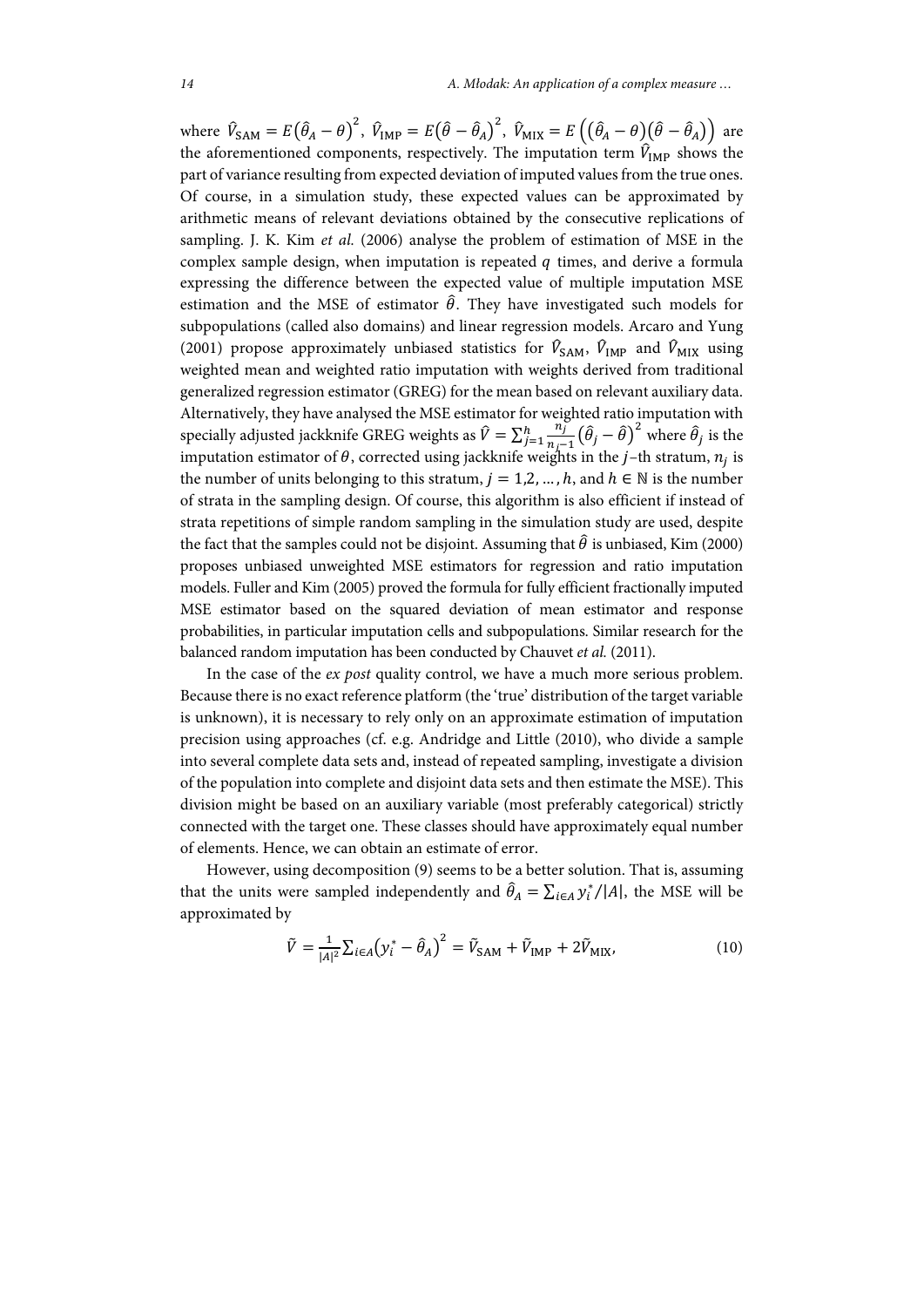where $\hat{V}_{\text{SAM}} = E(\hat{\theta}_A - \theta)^2$, $\hat{V}_{\text{IMP}} = E(\hat{\theta} - \hat{\theta}_A)^2$, $\hat{V}_{\text{MIX}} = E\left((\hat{\theta}_A - \theta)(\hat{\theta} - \hat{\theta}_A)\right)$ are the aforementioned components, respectively. The imputation term $\hat{V}_{\text{IMP}}$ shows the part of variance resulting from expected deviation of imputed values from the true ones. Of course, in a simulation study, these expected values can be approximated by arithmetic means of relevant deviations obtained by the consecutive replications of sampling. J. K. Kim *et al.* (2006) analyse the problem of estimation of MSE in the complex sample design, when imputation is repeated $q$ times, and derive a formula expressing the difference between the expected value of multiple imputation MSE estimation and the MSE of estimator $\hat{\theta}$. They have investigated such models for subpopulations (called also domains) and linear regression models. Arcaro and Yung (2001) propose approximately unbiased statistics for $\hat{V}_{\text{SAM}}$, $\hat{V}_{\text{IMP}}$ and $\hat{V}_{\text{MIX}}$ using weighted mean and weighted ratio imputation with weights derived from traditional generalized regression estimator (GREG) for the mean based on relevant auxiliary data. Alternatively, they have analysed the MSE estimator for weighted ratio imputation with specially adjusted jackknife GREG weights as $\hat{V} = \sum_{j=1}^{h} \frac{n_j}{n_j - 1}(\hat{\theta}_j - \hat{\theta})^2$ where $\hat{\theta}_j$ is the imputation estimator of $\theta$, corrected using jackknife weights in the $j$–th stratum, $n_j$ is the number of units belonging to this stratum, $j = 1,2,\ldots,h$, and $h \in \mathbb{N}$ is the number of strata in the sampling design. Of course, this algorithm is also efficient if instead of strata repetitions of simple random sampling in the simulation study are used, despite the fact that the samples could not be disjoint. Assuming that $\hat{\theta}$ is unbiased, Kim (2000) proposes unbiased unweighted MSE estimators for regression and ratio imputation models. Fuller and Kim (2005) proved the formula for fully efficient fractionally imputed MSE estimator based on the squared deviation of mean estimator and response probabilities, in particular imputation cells and subpopulations. Similar research for the balanced random imputation has been conducted by Chauvet *et al.* (2011).

In the case of the *ex post* quality control, we have a much more serious problem. Because there is no exact reference platform (the 'true' distribution of the target variable is unknown), it is necessary to rely only on an approximate estimation of imputation precision using approaches (cf. e.g. Andridge and Little (2010), who divide a sample into several complete data sets and, instead of repeated sampling, investigate a division of the population into complete and disjoint data sets and then estimate the MSE). This division might be based on an auxiliary variable (most preferably categorical) strictly connected with the target one. These classes should have approximately equal number of elements. Hence, we can obtain an estimate of error.

However, using decomposition (9) seems to be a better solution. That is, assuming that the units were sampled independently and $\hat{\theta}_A = \sum_{i \in A} y_i^* / |A|$, the MSE will be approximated by

$$\tilde{V} = \frac{1}{|A|^2} \sum_{i \in A} (y_i^* - \hat{\theta}_A)^2 = \tilde{V}_{\text{SAM}} + \tilde{V}_{\text{IMP}} + 2\tilde{V}_{\text{MIX}}, \tag{10}$$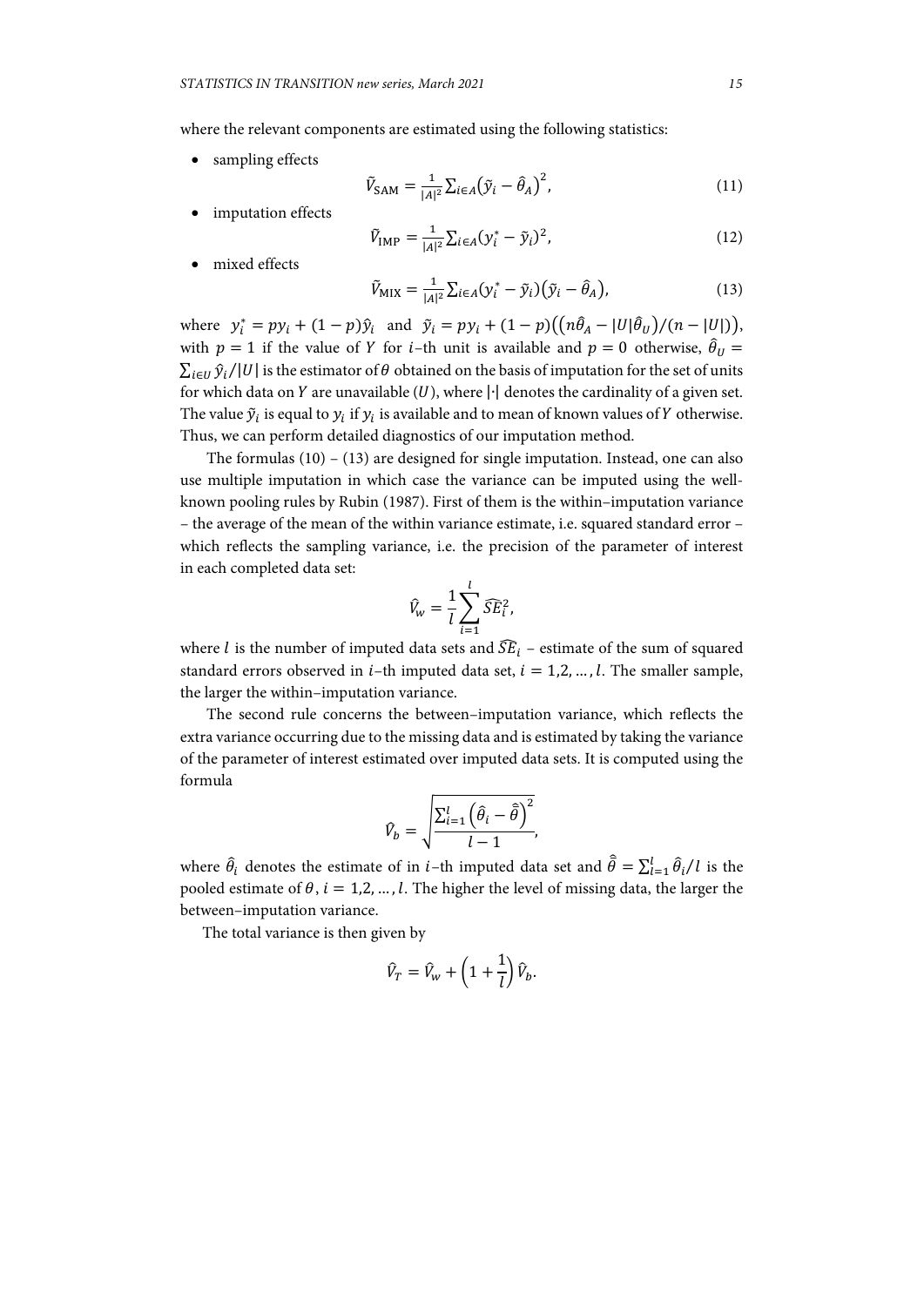where the relevant components are estimated using the following statistics:

- sampling effects

$$\tilde{V}_{\text{SAM}} = \frac{1}{|A|^2}\sum_{i\in A}\left(\tilde{y}_i - \hat{\theta}_A\right)^2, \tag{11}$$

- imputation effects

$$\tilde{V}_{\text{IMP}} = \frac{1}{|A|^2}\sum_{i\in A}(y_i^* - \tilde{y}_i)^2, \tag{12}$$

- mixed effects

$$\tilde{V}_{\text{MIX}} = \frac{1}{|A|^2}\sum_{i\in A}(y_i^* - \tilde{y}_i)\left(\tilde{y}_i - \hat{\theta}_A\right), \tag{13}$$

where $y_i^* = py_i + (1-p)\hat{y}_i$ and $\tilde{y}_i = py_i + (1-p)\left(\left(n\hat{\theta}_A - |U|\hat{\theta}_U\right)/(n-|U|)\right)$, with $p = 1$ if the value of $Y$ for $i$–th unit is available and $p = 0$ otherwise, $\hat{\theta}_U = \sum_{i\in U}\hat{y}_i/|U|$ is the estimator of $\theta$ obtained on the basis of imputation for the set of units for which data on $Y$ are unavailable ($U$), where $|\cdot|$ denotes the cardinality of a given set. The value $\tilde{y}_i$ is equal to $y_i$ if $y_i$ is available and to mean of known values of $Y$ otherwise. Thus, we can perform detailed diagnostics of our imputation method.

The formulas (10) – (13) are designed for single imputation. Instead, one can also use multiple imputation in which case the variance can be imputed using the well-known pooling rules by Rubin (1987). First of them is the within–imputation variance – the average of the mean of the within variance estimate, i.e. squared standard error – which reflects the sampling variance, i.e. the precision of the parameter of interest in each completed data set:

$$\hat{V}_w = \frac{1}{l}\sum_{i=1}^{l}\widehat{SE}_i^2,$$

where $l$ is the number of imputed data sets and $\widehat{SE}_i$ – estimate of the sum of squared standard errors observed in $i$–th imputed data set, $i = 1,2,\ldots,l$. The smaller sample, the larger the within–imputation variance.

The second rule concerns the between–imputation variance, which reflects the extra variance occurring due to the missing data and is estimated by taking the variance of the parameter of interest estimated over imputed data sets. It is computed using the formula

$$\hat{V}_b = \sqrt{\frac{\sum_{i=1}^{l}\left(\hat{\theta}_i - \hat{\bar{\theta}}\right)^2}{l-1}},$$

where $\hat{\theta}_i$ denotes the estimate of in $i$–th imputed data set and $\hat{\bar{\theta}} = \sum_{i=1}^{l}\hat{\theta}_i/l$ is the pooled estimate of $\theta$, $i = 1,2,\ldots,l$. The higher the level of missing data, the larger the between–imputation variance.

The total variance is then given by

$$\hat{V}_T = \hat{V}_w + \left(1 + \frac{1}{l}\right)\hat{V}_b.$$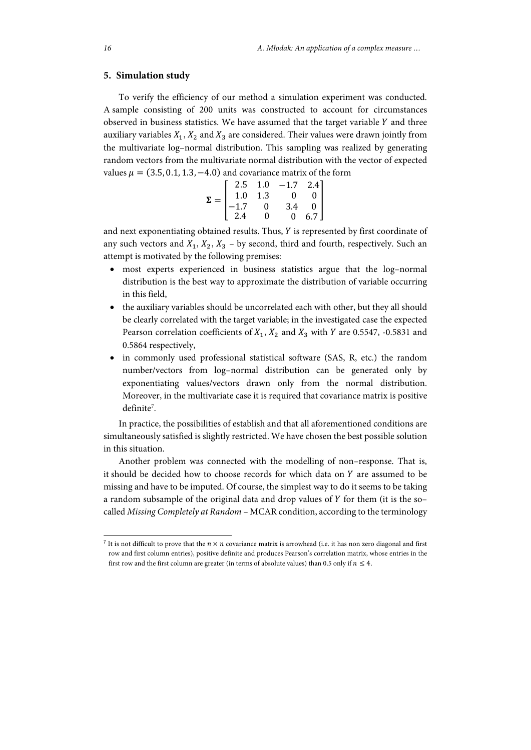## 5. Simulation study

To verify the efficiency of our method a simulation experiment was conducted. A sample consisting of 200 units was constructed to account for circumstances observed in business statistics. We have assumed that the target variable $Y$ and three auxiliary variables $X_1$, $X_2$ and $X_3$ are considered. Their values were drawn jointly from the multivariate log–normal distribution. This sampling was realized by generating random vectors from the multivariate normal distribution with the vector of expected values $\mu = (3.5, 0.1, 1.3, -4.0)$ and covariance matrix of the form

$$\mathbf{\Sigma} = \begin{bmatrix} 2.5 & 1.0 & -1.7 & 2.4 \\ 1.0 & 1.3 & 0 & 0 \\ -1.7 & 0 & 3.4 & 0 \\ 2.4 & 0 & 0 & 6.7 \end{bmatrix}$$

and next exponentiating obtained results. Thus, $Y$ is represented by first coordinate of any such vectors and $X_1$, $X_2$, $X_3$ – by second, third and fourth, respectively. Such an attempt is motivated by the following premises:

- most experts experienced in business statistics argue that the log–normal distribution is the best way to approximate the distribution of variable occurring in this field,
- the auxiliary variables should be uncorrelated each with other, but they all should be clearly correlated with the target variable; in the investigated case the expected Pearson correlation coefficients of $X_1$, $X_2$ and $X_3$ with $Y$ are 0.5547, -0.5831 and 0.5864 respectively,
- in commonly used professional statistical software (SAS, R, etc.) the random number/vectors from log–normal distribution can be generated only by exponentiating values/vectors drawn only from the normal distribution. Moreover, in the multivariate case it is required that covariance matrix is positive definite[7].

In practice, the possibilities of establish and that all aforementioned conditions are simultaneously satisfied is slightly restricted. We have chosen the best possible solution in this situation.

Another problem was connected with the modelling of non–response. That is, it should be decided how to choose records for which data on $Y$ are assumed to be missing and have to be imputed. Of course, the simplest way to do it seems to be taking a random subsample of the original data and drop values of $Y$ for them (it is the so–called *Missing Completely at Random* – MCAR condition, according to the terminology

---

[7] It is not difficult to prove that the $n \times n$ covariance matrix is arrowhead (i.e. it has non zero diagonal and first row and first column entries), positive definite and produces Pearson's correlation matrix, whose entries in the first row and the first column are greater (in terms of absolute values) than 0.5 only if $n \leq 4$.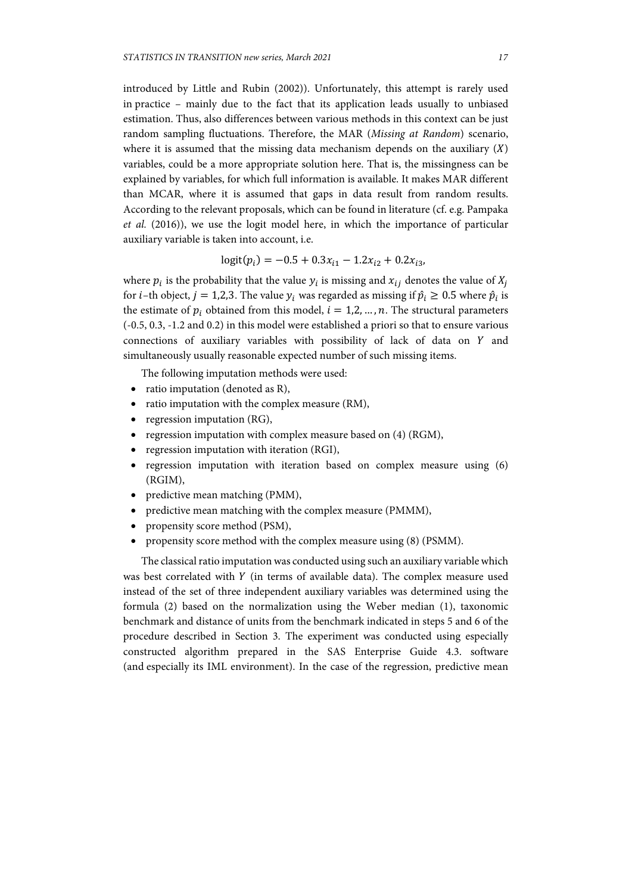introduced by Little and Rubin (2002)). Unfortunately, this attempt is rarely used in practice – mainly due to the fact that its application leads usually to unbiased estimation. Thus, also differences between various methods in this context can be just random sampling fluctuations. Therefore, the MAR (*Missing at Random*) scenario, where it is assumed that the missing data mechanism depends on the auxiliary ($X$) variables, could be a more appropriate solution here. That is, the missingness can be explained by variables, for which full information is available. It makes MAR different than MCAR, where it is assumed that gaps in data result from random results. According to the relevant proposals, which can be found in literature (cf. e.g. Pampaka *et al.* (2016)), we use the logit model here, in which the importance of particular auxiliary variable is taken into account, i.e.

$$\operatorname{logit}(p_i) = -0.5 + 0.3x_{i1} - 1.2x_{i2} + 0.2x_{i3},$$

where $p_i$ is the probability that the value $y_i$ is missing and $x_{ij}$ denotes the value of $X_j$ for $i$–th object, $j = 1,2,3$. The value $y_i$ was regarded as missing if $\hat{p}_i \geq 0.5$ where $\hat{p}_i$ is the estimate of $p_i$ obtained from this model, $i = 1,2,\ldots,n$. The structural parameters (-0.5, 0.3, -1.2 and 0.2) in this model were established a priori so that to ensure various connections of auxiliary variables with possibility of lack of data on $Y$ and simultaneously usually reasonable expected number of such missing items.

The following imputation methods were used:

- ratio imputation (denoted as R),
- ratio imputation with the complex measure (RM),
- regression imputation (RG),
- regression imputation with complex measure based on (4) (RGM),
- regression imputation with iteration (RGI),
- regression imputation with iteration based on complex measure using (6) (RGIM),
- predictive mean matching (PMM),
- predictive mean matching with the complex measure (PMMM),
- propensity score method (PSM),
- propensity score method with the complex measure using (8) (PSMM).

The classical ratio imputation was conducted using such an auxiliary variable which was best correlated with $Y$ (in terms of available data). The complex measure used instead of the set of three independent auxiliary variables was determined using the formula (2) based on the normalization using the Weber median (1), taxonomic benchmark and distance of units from the benchmark indicated in steps 5 and 6 of the procedure described in Section 3. The experiment was conducted using especially constructed algorithm prepared in the SAS Enterprise Guide 4.3. software (and especially its IML environment). In the case of the regression, predictive mean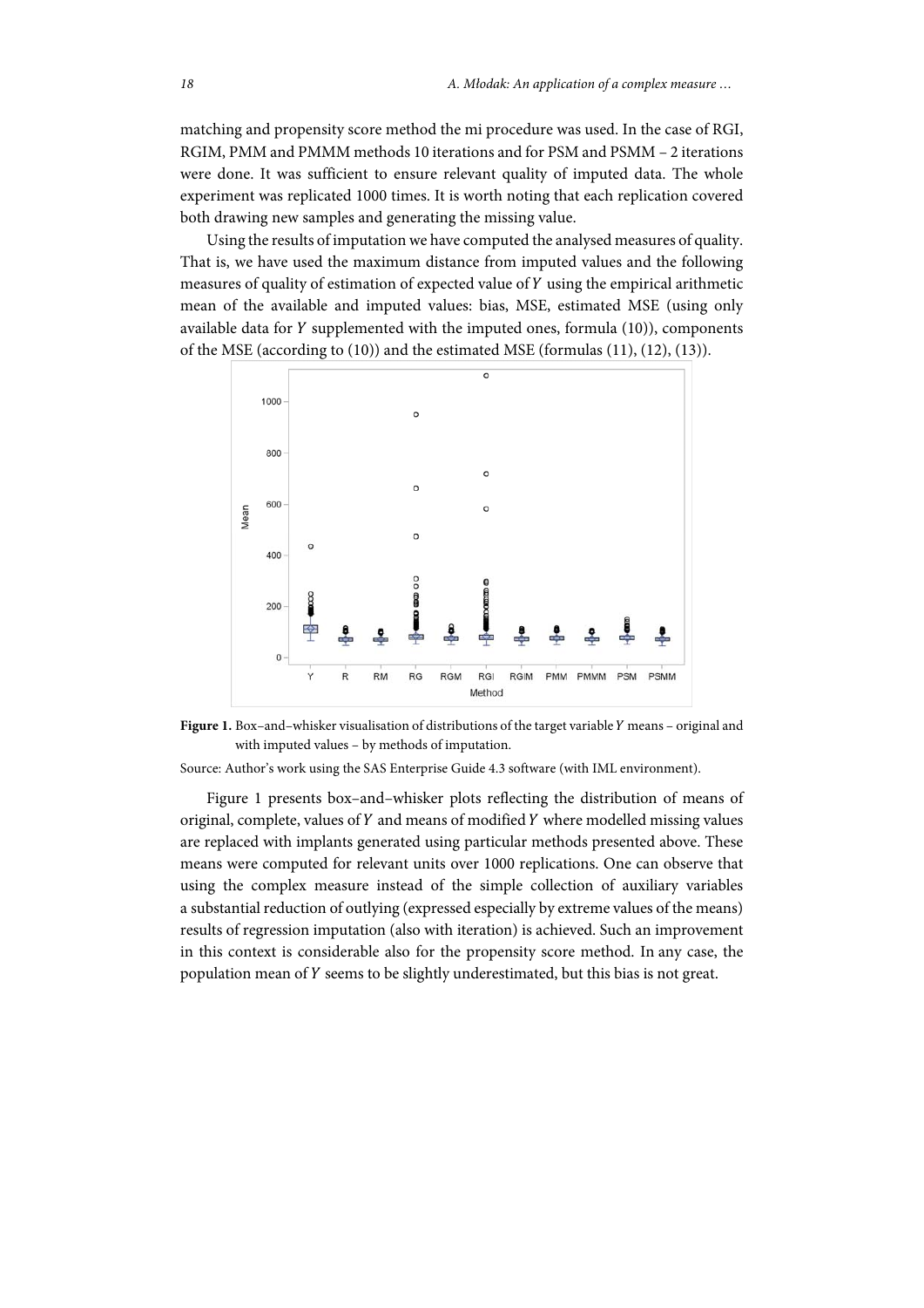matching and propensity score method the mi procedure was used. In the case of RGI, RGIM, PMM and PMMM methods 10 iterations and for PSM and PSMM – 2 iterations were done. It was sufficient to ensure relevant quality of imputed data. The whole experiment was replicated 1000 times. It is worth noting that each replication covered both drawing new samples and generating the missing value.

Using the results of imputation we have computed the analysed measures of quality. That is, we have used the maximum distance from imputed values and the following measures of quality of estimation of expected value of $Y$ using the empirical arithmetic mean of the available and imputed values: bias, MSE, estimated MSE (using only available data for $Y$ supplemented with the imputed ones, formula (10)), components of the MSE (according to (10)) and the estimated MSE (formulas (11), (12), (13)).

**Figure 1.** Box–and–whisker visualisation of distributions of the target variable $Y$ means – original and with imputed values – by methods of imputation.

Source: Author's work using the SAS Enterprise Guide 4.3 software (with IML environment).

Figure 1 presents box–and–whisker plots reflecting the distribution of means of original, complete, values of $Y$ and means of modified $Y$ where modelled missing values are replaced with implants generated using particular methods presented above. These means were computed for relevant units over 1000 replications. One can observe that using the complex measure instead of the simple collection of auxiliary variables a substantial reduction of outlying (expressed especially by extreme values of the means) results of regression imputation (also with iteration) is achieved. Such an improvement in this context is considerable also for the propensity score method. In any case, the population mean of $Y$ seems to be slightly underestimated, but this bias is not great.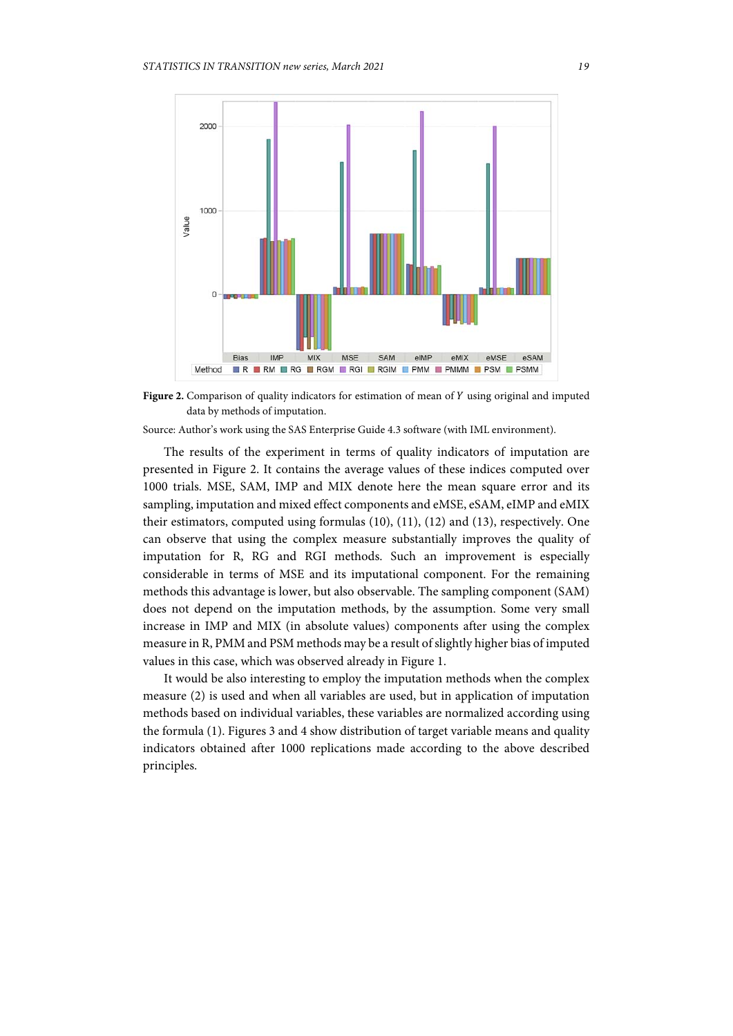**Figure 2.** Comparison of quality indicators for estimation of mean of $Y$ using original and imputed data by methods of imputation.

Source: Author's work using the SAS Enterprise Guide 4.3 software (with IML environment).

The results of the experiment in terms of quality indicators of imputation are presented in Figure 2. It contains the average values of these indices computed over 1000 trials. MSE, SAM, IMP and MIX denote here the mean square error and its sampling, imputation and mixed effect components and eMSE, eSAM, eIMP and eMIX their estimators, computed using formulas (10), (11), (12) and (13), respectively. One can observe that using the complex measure substantially improves the quality of imputation for R, RG and RGI methods. Such an improvement is especially considerable in terms of MSE and its imputational component. For the remaining methods this advantage is lower, but also observable. The sampling component (SAM) does not depend on the imputation methods, by the assumption. Some very small increase in IMP and MIX (in absolute values) components after using the complex measure in R, PMM and PSM methods may be a result of slightly higher bias of imputed values in this case, which was observed already in Figure 1.

It would be also interesting to employ the imputation methods when the complex measure (2) is used and when all variables are used, but in application of imputation methods based on individual variables, these variables are normalized according using the formula (1). Figures 3 and 4 show distribution of target variable means and quality indicators obtained after 1000 replications made according to the above described principles.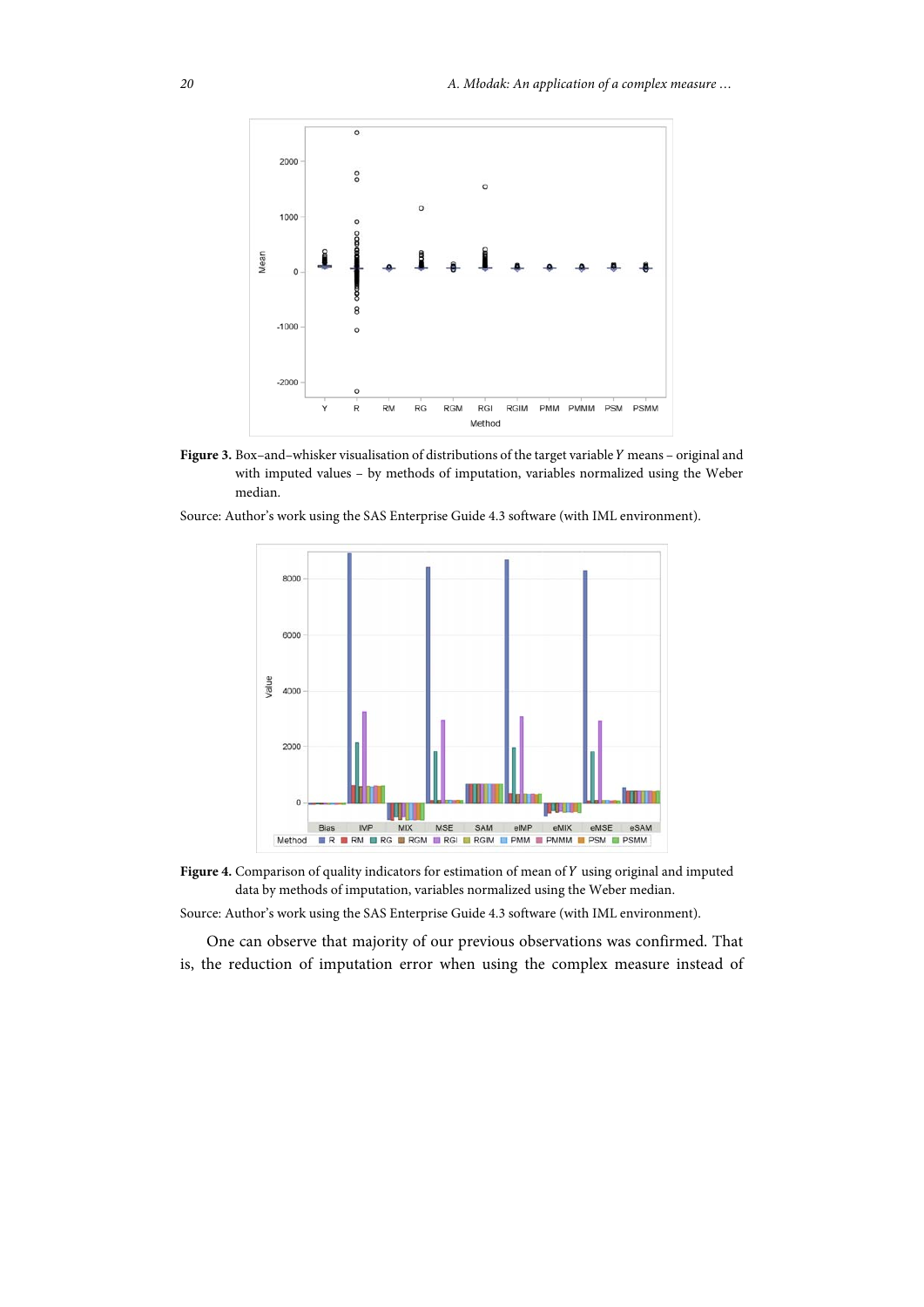**Figure 3.** Box–and–whisker visualisation of distributions of the target variable $Y$ means – original and with imputed values – by methods of imputation, variables normalized using the Weber median.

Source: Author's work using the SAS Enterprise Guide 4.3 software (with IML environment).

**Figure 4.** Comparison of quality indicators for estimation of mean of $Y$ using original and imputed data by methods of imputation, variables normalized using the Weber median.

Source: Author's work using the SAS Enterprise Guide 4.3 software (with IML environment).

One can observe that majority of our previous observations was confirmed. That is, the reduction of imputation error when using the complex measure instead of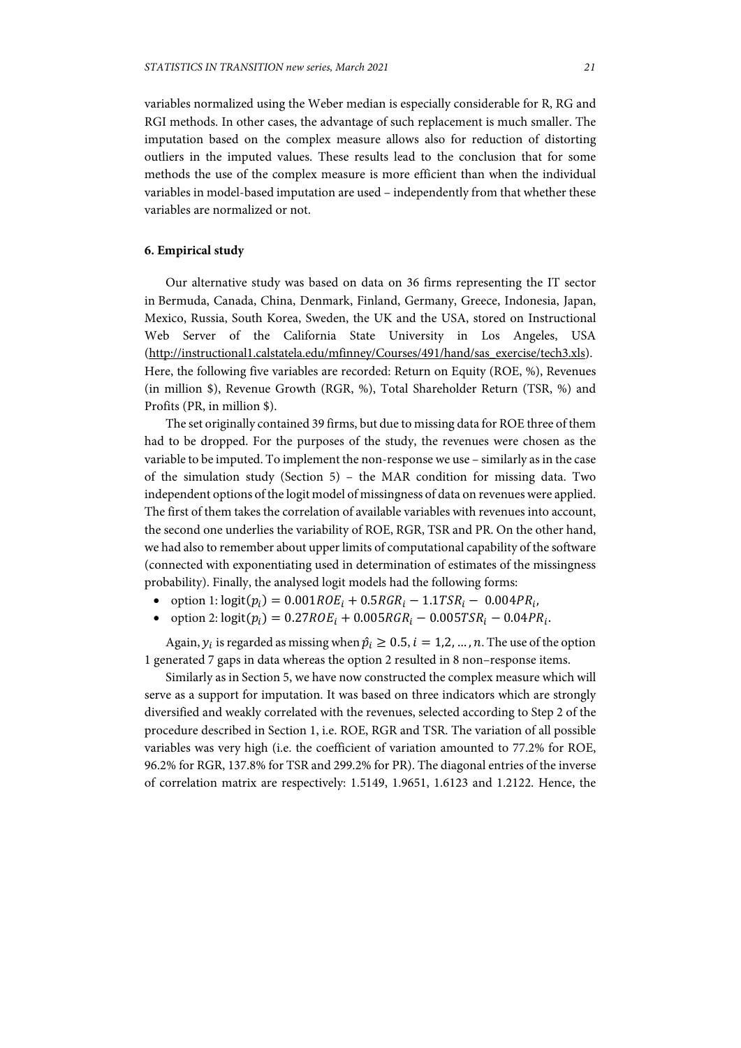variables normalized using the Weber median is especially considerable for R, RG and RGI methods. In other cases, the advantage of such replacement is much smaller. The imputation based on the complex measure allows also for reduction of distorting outliers in the imputed values. These results lead to the conclusion that for some methods the use of the complex measure is more efficient than when the individual variables in model-based imputation are used – independently from that whether these variables are normalized or not.

## 6. Empirical study

Our alternative study was based on data on 36 firms representing the IT sector in Bermuda, Canada, China, Denmark, Finland, Germany, Greece, Indonesia, Japan, Mexico, Russia, South Korea, Sweden, the UK and the USA, stored on Instructional Web Server of the California State University in Los Angeles, USA (http://instructional1.calstatela.edu/mfinney/Courses/491/hand/sas_exercise/tech3.xls). Here, the following five variables are recorded: Return on Equity (ROE, %), Revenues (in million $), Revenue Growth (RGR, %), Total Shareholder Return (TSR, %) and Profits (PR, in million $).

The set originally contained 39 firms, but due to missing data for ROE three of them had to be dropped. For the purposes of the study, the revenues were chosen as the variable to be imputed. To implement the non-response we use – similarly as in the case of the simulation study (Section 5) – the MAR condition for missing data. Two independent options of the logit model of missingness of data on revenues were applied. The first of them takes the correlation of available variables with revenues into account, the second one underlies the variability of ROE, RGR, TSR and PR. On the other hand, we had also to remember about upper limits of computational capability of the software (connected with exponentiating used in determination of estimates of the missingness probability). Finally, the analysed logit models had the following forms:

- option 1: $\mathrm{logit}(p_i) = 0.001ROE_i + 0.5RGR_i - 1.1TSR_i - 0.004PR_i$,
- option 2: $\mathrm{logit}(p_i) = 0.27ROE_i + 0.005RGR_i - 0.005TSR_i - 0.04PR_i$.

Again, $y_i$ is regarded as missing when $\hat{p}_i \geq 0.5, i = 1,2, \ldots, n$. The use of the option 1 generated 7 gaps in data whereas the option 2 resulted in 8 non–response items.

Similarly as in Section 5, we have now constructed the complex measure which will serve as a support for imputation. It was based on three indicators which are strongly diversified and weakly correlated with the revenues, selected according to Step 2 of the procedure described in Section 1, i.e. ROE, RGR and TSR. The variation of all possible variables was very high (i.e. the coefficient of variation amounted to 77.2% for ROE, 96.2% for RGR, 137.8% for TSR and 299.2% for PR). The diagonal entries of the inverse of correlation matrix are respectively: 1.5149, 1.9651, 1.6123 and 1.2122. Hence, the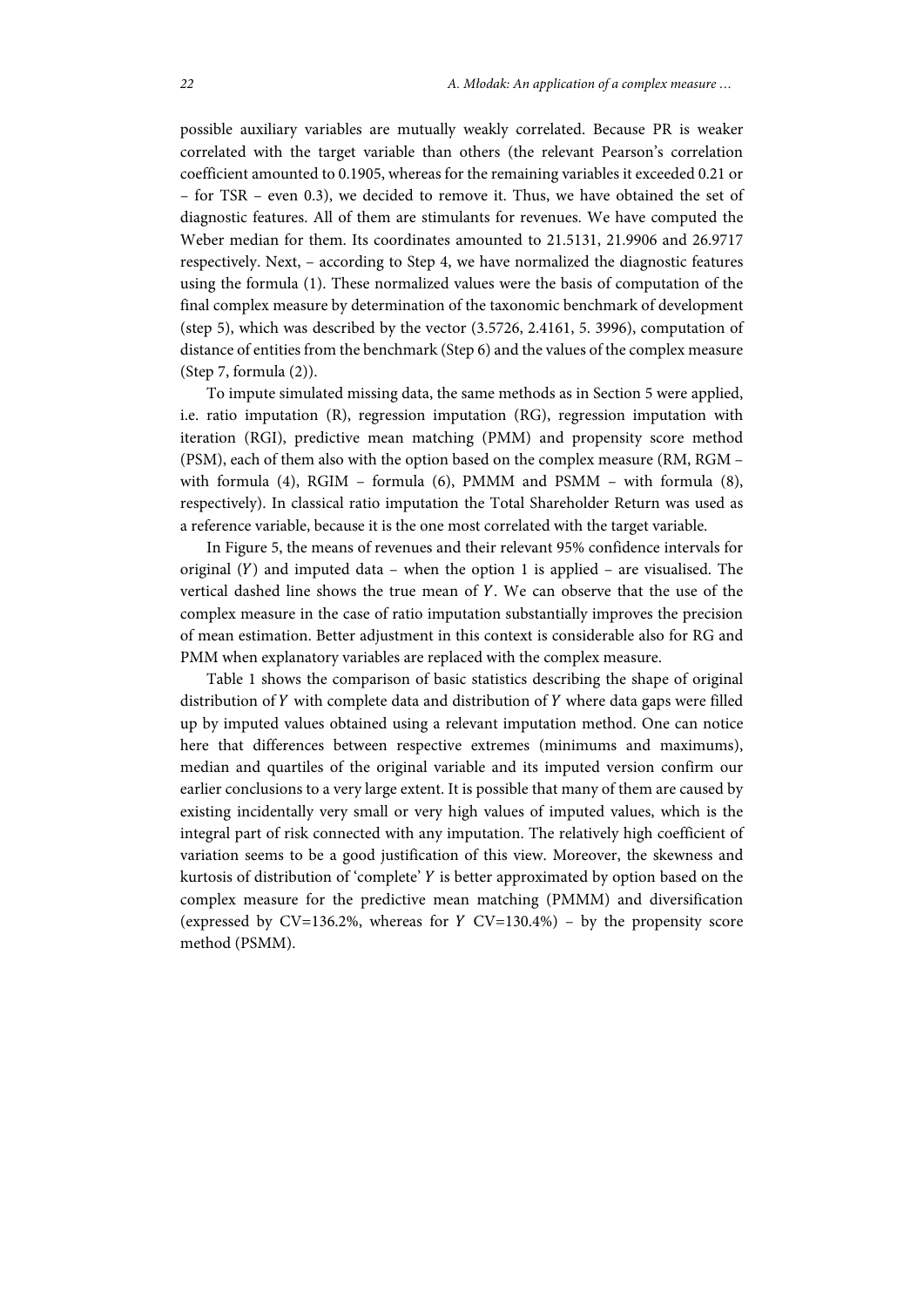possible auxiliary variables are mutually weakly correlated. Because PR is weaker correlated with the target variable than others (the relevant Pearson's correlation coefficient amounted to 0.1905, whereas for the remaining variables it exceeded 0.21 or – for TSR – even 0.3), we decided to remove it. Thus, we have obtained the set of diagnostic features. All of them are stimulants for revenues. We have computed the Weber median for them. Its coordinates amounted to 21.5131, 21.9906 and 26.9717 respectively. Next, – according to Step 4, we have normalized the diagnostic features using the formula (1). These normalized values were the basis of computation of the final complex measure by determination of the taxonomic benchmark of development (step 5), which was described by the vector (3.5726, 2.4161, 5. 3996), computation of distance of entities from the benchmark (Step 6) and the values of the complex measure (Step 7, formula (2)).

To impute simulated missing data, the same methods as in Section 5 were applied, i.e. ratio imputation (R), regression imputation (RG), regression imputation with iteration (RGI), predictive mean matching (PMM) and propensity score method (PSM), each of them also with the option based on the complex measure (RM, RGM – with formula (4), RGIM – formula (6), PMMM and PSMM – with formula (8), respectively). In classical ratio imputation the Total Shareholder Return was used as a reference variable, because it is the one most correlated with the target variable.

In Figure 5, the means of revenues and their relevant 95% confidence intervals for original ($Y$) and imputed data – when the option 1 is applied – are visualised. The vertical dashed line shows the true mean of $Y$. We can observe that the use of the complex measure in the case of ratio imputation substantially improves the precision of mean estimation. Better adjustment in this context is considerable also for RG and PMM when explanatory variables are replaced with the complex measure.

Table 1 shows the comparison of basic statistics describing the shape of original distribution of $Y$ with complete data and distribution of $Y$ where data gaps were filled up by imputed values obtained using a relevant imputation method. One can notice here that differences between respective extremes (minimums and maximums), median and quartiles of the original variable and its imputed version confirm our earlier conclusions to a very large extent. It is possible that many of them are caused by existing incidentally very small or very high values of imputed values, which is the integral part of risk connected with any imputation. The relatively high coefficient of variation seems to be a good justification of this view. Moreover, the skewness and kurtosis of distribution of 'complete' $Y$ is better approximated by option based on the complex measure for the predictive mean matching (PMMM) and diversification (expressed by CV=136.2%, whereas for $Y$ CV=130.4%) – by the propensity score method (PSMM).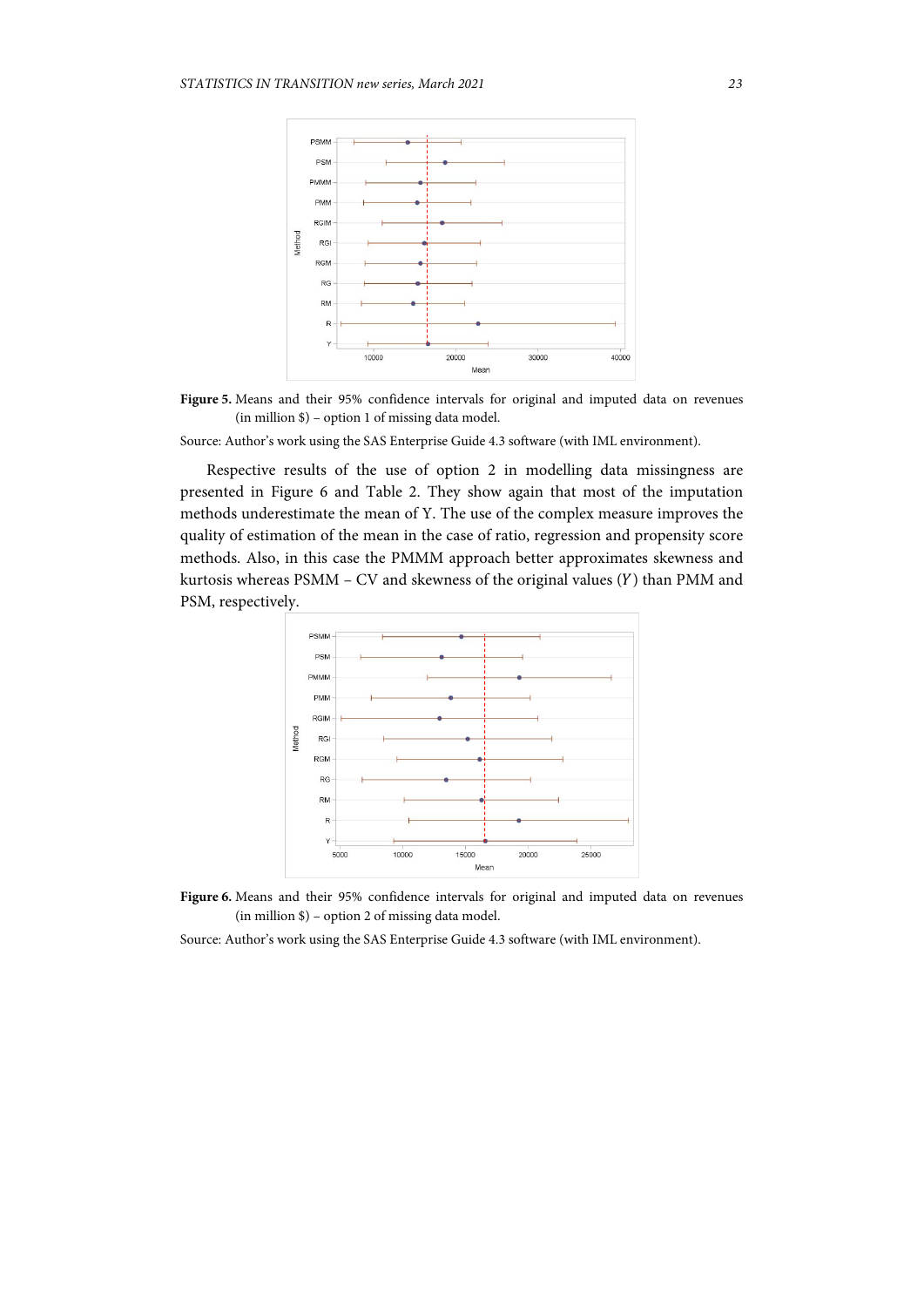**Figure 5.** Means and their 95% confidence intervals for original and imputed data on revenues (in million \$) – option 1 of missing data model.

Source: Author's work using the SAS Enterprise Guide 4.3 software (with IML environment).

Respective results of the use of option 2 in modelling data missingness are presented in Figure 6 and Table 2. They show again that most of the imputation methods underestimate the mean of Y. The use of the complex measure improves the quality of estimation of the mean in the case of ratio, regression and propensity score methods. Also, in this case the PMMM approach better approximates skewness and kurtosis whereas PSMM – CV and skewness of the original values ($Y$) than PMM and PSM, respectively.

**Figure 6.** Means and their 95% confidence intervals for original and imputed data on revenues (in million \$) – option 2 of missing data model.

Source: Author's work using the SAS Enterprise Guide 4.3 software (with IML environment).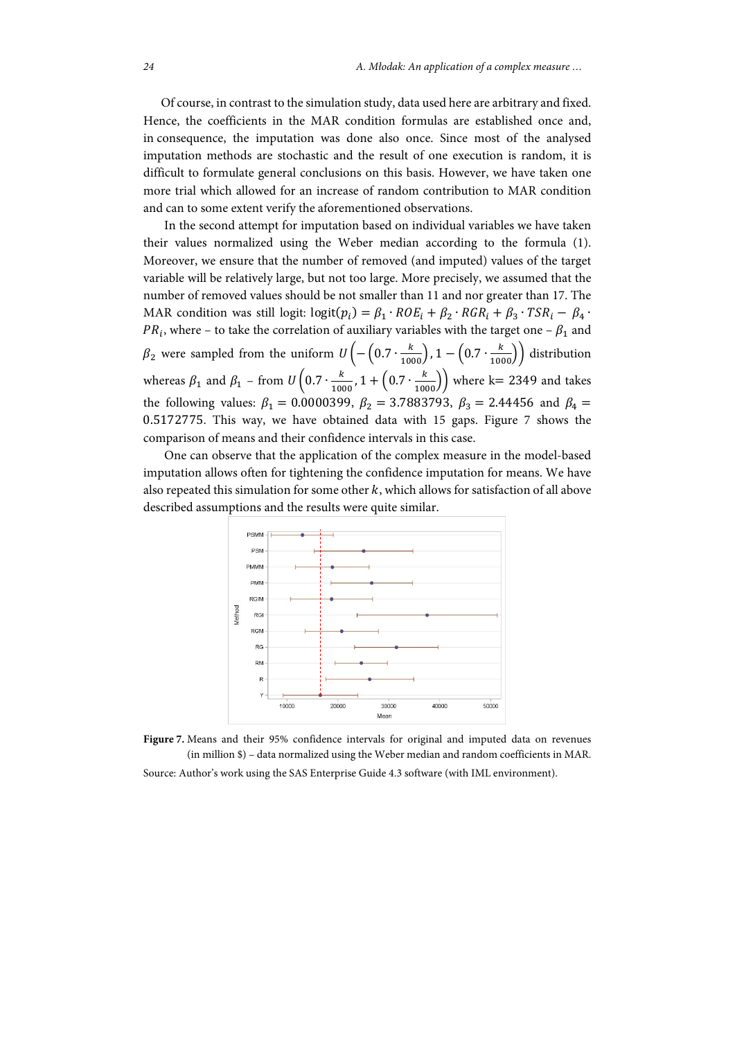Of course, in contrast to the simulation study, data used here are arbitrary and fixed. Hence, the coefficients in the MAR condition formulas are established once and, in consequence, the imputation was done also once. Since most of the analysed imputation methods are stochastic and the result of one execution is random, it is difficult to formulate general conclusions on this basis. However, we have taken one more trial which allowed for an increase of random contribution to MAR condition and can to some extent verify the aforementioned observations.

In the second attempt for imputation based on individual variables we have taken their values normalized using the Weber median according to the formula (1). Moreover, we ensure that the number of removed (and imputed) values of the target variable will be relatively large, but not too large. More precisely, we assumed that the number of removed values should be not smaller than 11 and nor greater than 17. The MAR condition was still logit: $\text{logit}(p_i) = \beta_1 \cdot ROE_i + \beta_2 \cdot RGR_i + \beta_3 \cdot TSR_i - \beta_4 \cdot PR_i$, where – to take the correlation of auxiliary variables with the target one – $\beta_1$ and $\beta_2$ were sampled from the uniform $U\left(-\left(0.7 \cdot \frac{k}{1000}\right), 1 - \left(0.7 \cdot \frac{k}{1000}\right)\right)$ distribution whereas $\beta_1$ and $\beta_1$ – from $U\left(0.7 \cdot \frac{k}{1000}, 1 + \left(0.7 \cdot \frac{k}{1000}\right)\right)$ where k= 2349 and takes the following values: $\beta_1 = 0.0000399$, $\beta_2 = 3.7883793$, $\beta_3 = 2.44456$ and $\beta_4 = 0.5172775$. This way, we have obtained data with 15 gaps. Figure 7 shows the comparison of means and their confidence intervals in this case.

One can observe that the application of the complex measure in the model-based imputation allows often for tightening the confidence imputation for means. We have also repeated this simulation for some other $k$, which allows for satisfaction of all above described assumptions and the results were quite similar.

**Figure 7.** Means and their 95% confidence intervals for original and imputed data on revenues (in million $) – data normalized using the Weber median and random coefficients in MAR.

Source: Author's work using the SAS Enterprise Guide 4.3 software (with IML environment).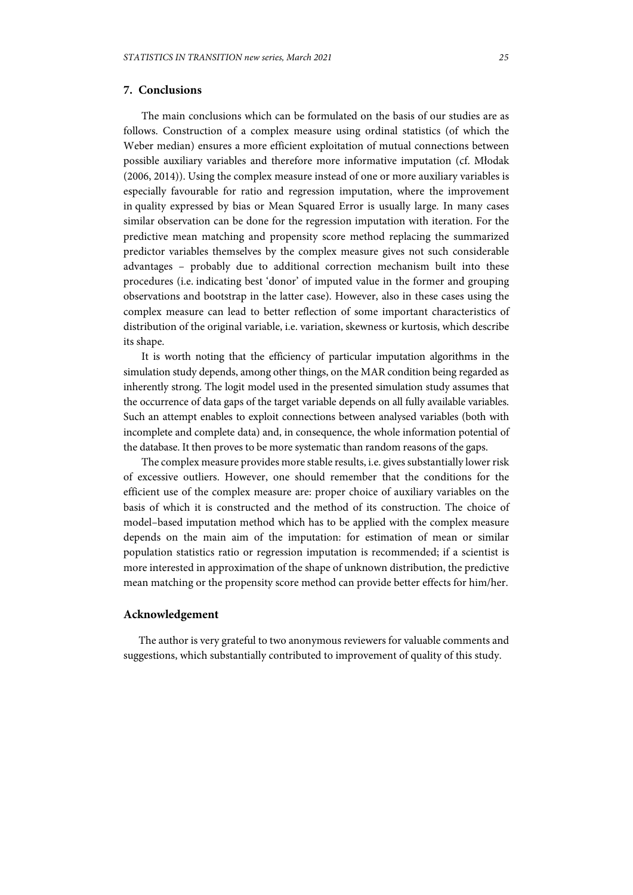## 7. Conclusions

The main conclusions which can be formulated on the basis of our studies are as follows. Construction of a complex measure using ordinal statistics (of which the Weber median) ensures a more efficient exploitation of mutual connections between possible auxiliary variables and therefore more informative imputation (cf. Młodak (2006, 2014)). Using the complex measure instead of one or more auxiliary variables is especially favourable for ratio and regression imputation, where the improvement in quality expressed by bias or Mean Squared Error is usually large. In many cases similar observation can be done for the regression imputation with iteration. For the predictive mean matching and propensity score method replacing the summarized predictor variables themselves by the complex measure gives not such considerable advantages – probably due to additional correction mechanism built into these procedures (i.e. indicating best 'donor' of imputed value in the former and grouping observations and bootstrap in the latter case). However, also in these cases using the complex measure can lead to better reflection of some important characteristics of distribution of the original variable, i.e. variation, skewness or kurtosis, which describe its shape.

It is worth noting that the efficiency of particular imputation algorithms in the simulation study depends, among other things, on the MAR condition being regarded as inherently strong. The logit model used in the presented simulation study assumes that the occurrence of data gaps of the target variable depends on all fully available variables. Such an attempt enables to exploit connections between analysed variables (both with incomplete and complete data) and, in consequence, the whole information potential of the database. It then proves to be more systematic than random reasons of the gaps.

The complex measure provides more stable results, i.e. gives substantially lower risk of excessive outliers. However, one should remember that the conditions for the efficient use of the complex measure are: proper choice of auxiliary variables on the basis of which it is constructed and the method of its construction. The choice of model–based imputation method which has to be applied with the complex measure depends on the main aim of the imputation: for estimation of mean or similar population statistics ratio or regression imputation is recommended; if a scientist is more interested in approximation of the shape of unknown distribution, the predictive mean matching or the propensity score method can provide better effects for him/her.

## Acknowledgement

The author is very grateful to two anonymous reviewers for valuable comments and suggestions, which substantially contributed to improvement of quality of this study.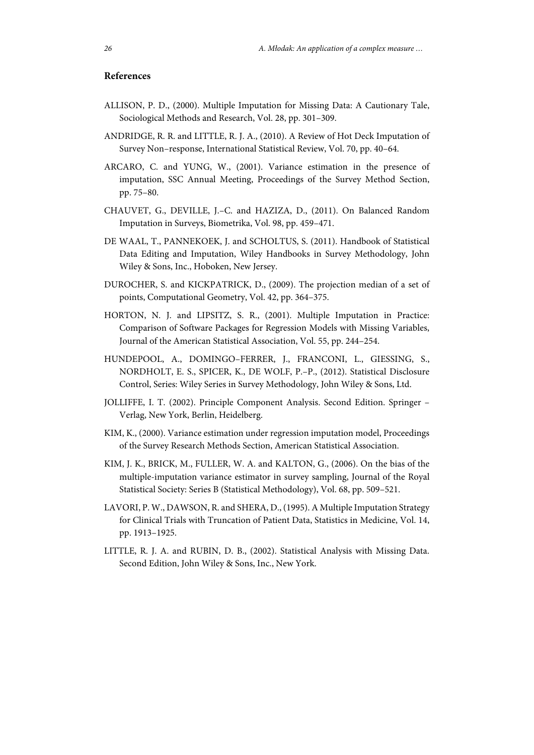## References

ALLISON, P. D., (2000). Multiple Imputation for Missing Data: A Cautionary Tale, Sociological Methods and Research, Vol. 28, pp. 301–309.

ANDRIDGE, R. R. and LITTLE, R. J. A., (2010). A Review of Hot Deck Imputation of Survey Non–response, International Statistical Review, Vol. 70, pp. 40–64.

ARCARO, C. and YUNG, W., (2001). Variance estimation in the presence of imputation, SSC Annual Meeting, Proceedings of the Survey Method Section, pp. 75–80.

CHAUVET, G., DEVILLE, J.–C. and HAZIZA, D., (2011). On Balanced Random Imputation in Surveys, Biometrika, Vol. 98, pp. 459–471.

DE WAAL, T., PANNEKOEK, J. and SCHOLTUS, S. (2011). Handbook of Statistical Data Editing and Imputation, Wiley Handbooks in Survey Methodology, John Wiley & Sons, Inc., Hoboken, New Jersey.

DUROCHER, S. and KICKPATRICK, D., (2009). The projection median of a set of points, Computational Geometry, Vol. 42, pp. 364–375.

HORTON, N. J. and LIPSITZ, S. R., (2001). Multiple Imputation in Practice: Comparison of Software Packages for Regression Models with Missing Variables, Journal of the American Statistical Association, Vol. 55, pp. 244–254.

HUNDEPOOL, A., DOMINGO–FERRER, J., FRANCONI, L., GIESSING, S., NORDHOLT, E. S., SPICER, K., DE WOLF, P.–P., (2012). Statistical Disclosure Control, Series: Wiley Series in Survey Methodology, John Wiley & Sons, Ltd.

JOLLIFFE, I. T. (2002). Principle Component Analysis. Second Edition. Springer – Verlag, New York, Berlin, Heidelberg.

KIM, K., (2000). Variance estimation under regression imputation model, Proceedings of the Survey Research Methods Section, American Statistical Association.

KIM, J. K., BRICK, M., FULLER, W. A. and KALTON, G., (2006). On the bias of the multiple-imputation variance estimator in survey sampling, Journal of the Royal Statistical Society: Series B (Statistical Methodology), Vol. 68, pp. 509–521.

LAVORI, P. W., DAWSON, R. and SHERA, D., (1995). A Multiple Imputation Strategy for Clinical Trials with Truncation of Patient Data, Statistics in Medicine, Vol. 14, pp. 1913–1925.

LITTLE, R. J. A. and RUBIN, D. B., (2002). Statistical Analysis with Missing Data. Second Edition, John Wiley & Sons, Inc., New York.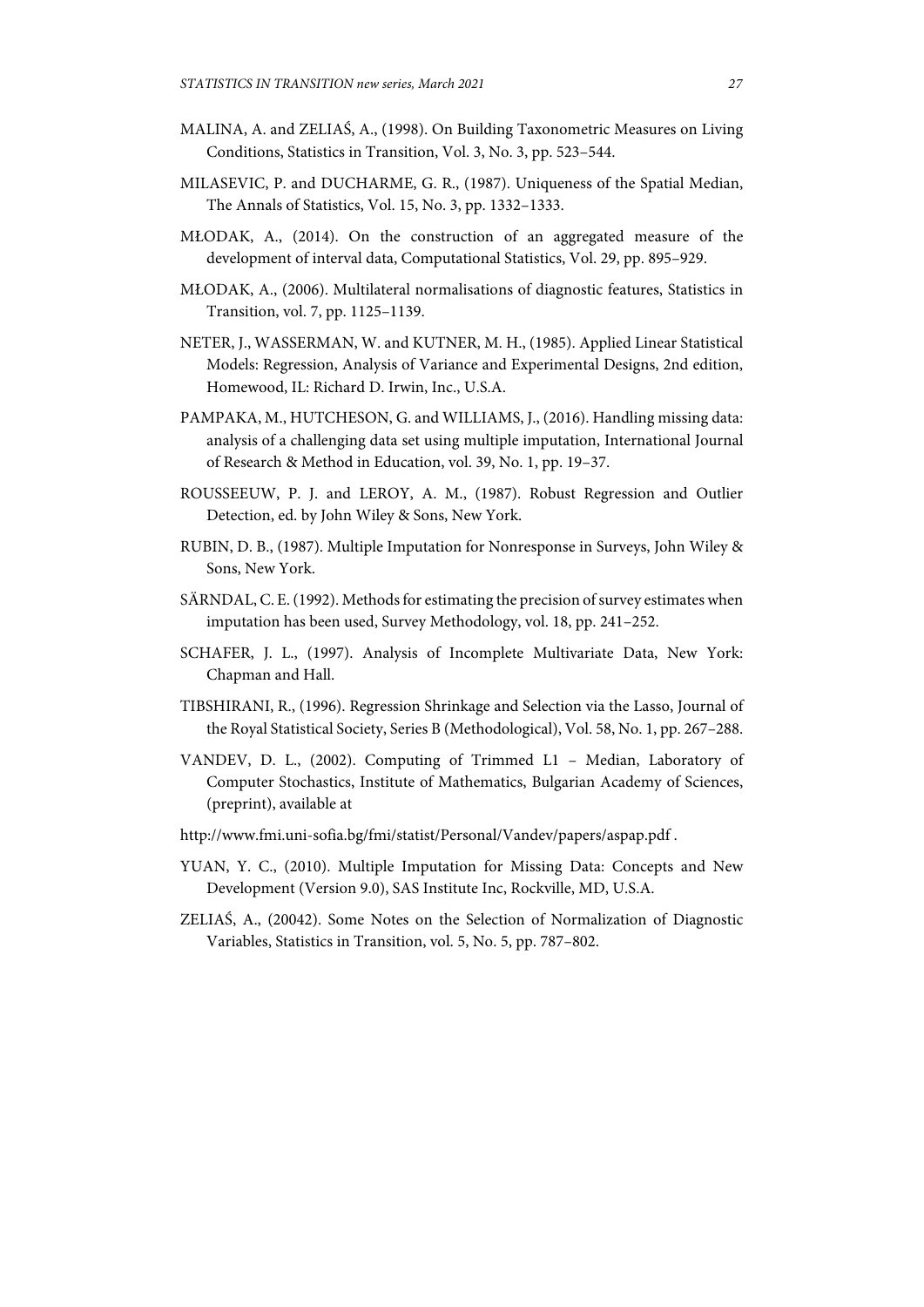MALINA, A. and ZELIAŚ, A., (1998). On Building Taxonometric Measures on Living Conditions, Statistics in Transition, Vol. 3, No. 3, pp. 523–544.

MILASEVIC, P. and DUCHARME, G. R., (1987). Uniqueness of the Spatial Median, The Annals of Statistics, Vol. 15, No. 3, pp. 1332–1333.

MŁODAK, A., (2014). On the construction of an aggregated measure of the development of interval data, Computational Statistics, Vol. 29, pp. 895–929.

MŁODAK, A., (2006). Multilateral normalisations of diagnostic features, Statistics in Transition, vol. 7, pp. 1125–1139.

NETER, J., WASSERMAN, W. and KUTNER, M. H., (1985). Applied Linear Statistical Models: Regression, Analysis of Variance and Experimental Designs, 2nd edition, Homewood, IL: Richard D. Irwin, Inc., U.S.A.

PAMPAKA, M., HUTCHESON, G. and WILLIAMS, J., (2016). Handling missing data: analysis of a challenging data set using multiple imputation, International Journal of Research & Method in Education, vol. 39, No. 1, pp. 19–37.

ROUSSEEUW, P. J. and LEROY, A. M., (1987). Robust Regression and Outlier Detection, ed. by John Wiley & Sons, New York.

RUBIN, D. B., (1987). Multiple Imputation for Nonresponse in Surveys, John Wiley & Sons, New York.

SÄRNDAL, C. E. (1992). Methods for estimating the precision of survey estimates when imputation has been used, Survey Methodology, vol. 18, pp. 241–252.

SCHAFER, J. L., (1997). Analysis of Incomplete Multivariate Data, New York: Chapman and Hall.

TIBSHIRANI, R., (1996). Regression Shrinkage and Selection via the Lasso, Journal of the Royal Statistical Society, Series B (Methodological), Vol. 58, No. 1, pp. 267–288.

VANDEV, D. L., (2002). Computing of Trimmed L1 – Median, Laboratory of Computer Stochastics, Institute of Mathematics, Bulgarian Academy of Sciences, (preprint), available at

http://www.fmi.uni-sofia.bg/fmi/statist/Personal/Vandev/papers/aspap.pdf .

YUAN, Y. C., (2010). Multiple Imputation for Missing Data: Concepts and New Development (Version 9.0), SAS Institute Inc, Rockville, MD, U.S.A.

ZELIAŚ, A., (20042). Some Notes on the Selection of Normalization of Diagnostic Variables, Statistics in Transition, vol. 5, No. 5, pp. 787–802.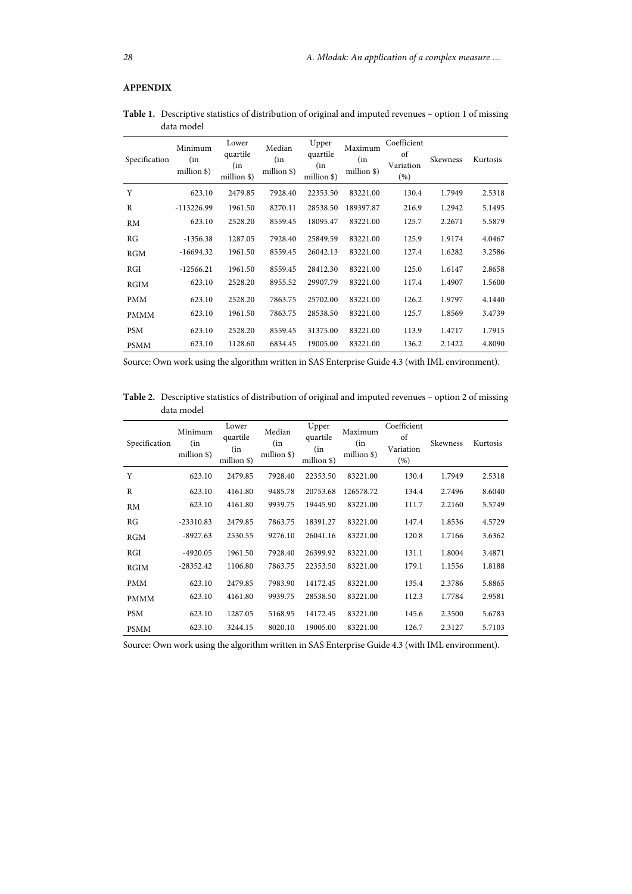## APPENDIX

**Table 1.** Descriptive statistics of distribution of original and imputed revenues – option 1 of missing data model

| Specification | Minimum (in million $) | Lower quartile (in million $) | Median (in million $) | Upper quartile (in million $) | Maximum (in million $) | Coefficient of Variation (%) | Skewness | Kurtosis |
|---|---|---|---|---|---|---|---|---|
| Y | 623.10 | 2479.85 | 7928.40 | 22353.50 | 83221.00 | 130.4 | 1.7949 | 2.5318 |
| R | -113226.99 | 1961.50 | 8270.11 | 28538.50 | 189397.87 | 216.9 | 1.2942 | 5.1495 |
| RM | 623.10 | 2528.20 | 8559.45 | 18095.47 | 83221.00 | 125.7 | 2.2671 | 5.5879 |
| RG | -1356.38 | 1287.05 | 7928.40 | 25849.59 | 83221.00 | 125.9 | 1.9174 | 4.0467 |
| RGM | -16694.32 | 1961.50 | 8559.45 | 26042.13 | 83221.00 | 127.4 | 1.6282 | 3.2586 |
| RGI | -12566.21 | 1961.50 | 8559.45 | 28412.30 | 83221.00 | 125.0 | 1.6147 | 2.8658 |
| RGIM | 623.10 | 2528.20 | 8955.52 | 29907.79 | 83221.00 | 117.4 | 1.4907 | 1.5600 |
| PMM | 623.10 | 2528.20 | 7863.75 | 25702.00 | 83221.00 | 126.2 | 1.9797 | 4.1440 |
| PMMM | 623.10 | 1961.50 | 7863.75 | 28538.50 | 83221.00 | 125.7 | 1.8569 | 3.4739 |
| PSM | 623.10 | 2528.20 | 8559.45 | 31375.00 | 83221.00 | 113.9 | 1.4717 | 1.7915 |
| PSMM | 623.10 | 1128.60 | 6834.45 | 19005.00 | 83221.00 | 136.2 | 2.1422 | 4.8090 |

Source: Own work using the algorithm written in SAS Enterprise Guide 4.3 (with IML environment).

**Table 2.** Descriptive statistics of distribution of original and imputed revenues – option 2 of missing data model

| Specification | Minimum (in million $) | Lower quartile (in million $) | Median (in million $) | Upper quartile (in million $) | Maximum (in million $) | Coefficient of Variation (%) | Skewness | Kurtosis |
|---|---|---|---|---|---|---|---|---|
| Y | 623.10 | 2479.85 | 7928.40 | 22353.50 | 83221.00 | 130.4 | 1.7949 | 2.5318 |
| R | 623.10 | 4161.80 | 9485.78 | 20753.68 | 126578.72 | 134.4 | 2.7496 | 8.6040 |
| RM | 623.10 | 4161.80 | 9939.75 | 19445.90 | 83221.00 | 111.7 | 2.2160 | 5.5749 |
| RG | -23310.83 | 2479.85 | 7863.75 | 18391.27 | 83221.00 | 147.4 | 1.8536 | 4.5729 |
| RGM | -8927.63 | 2530.55 | 9276.10 | 26041.16 | 83221.00 | 120.8 | 1.7166 | 3.6362 |
| RGI | -4920.05 | 1961.50 | 7928.40 | 26399.92 | 83221.00 | 131.1 | 1.8004 | 3.4871 |
| RGIM | -28352.42 | 1106.80 | 7863.75 | 22353.50 | 83221.00 | 179.1 | 1.1556 | 1.8188 |
| PMM | 623.10 | 2479.85 | 7983.90 | 14172.45 | 83221.00 | 135.4 | 2.3786 | 5.8865 |
| PMMM | 623.10 | 4161.80 | 9939.75 | 28538.50 | 83221.00 | 112.3 | 1.7784 | 2.9581 |
| PSM | 623.10 | 1287.05 | 5168.95 | 14172.45 | 83221.00 | 145.6 | 2.3500 | 5.6783 |
| PSMM | 623.10 | 3244.15 | 8020.10 | 19005.00 | 83221.00 | 126.7 | 2.3127 | 5.7103 |

Source: Own work using the algorithm written in SAS Enterprise Guide 4.3 (with IML environment).